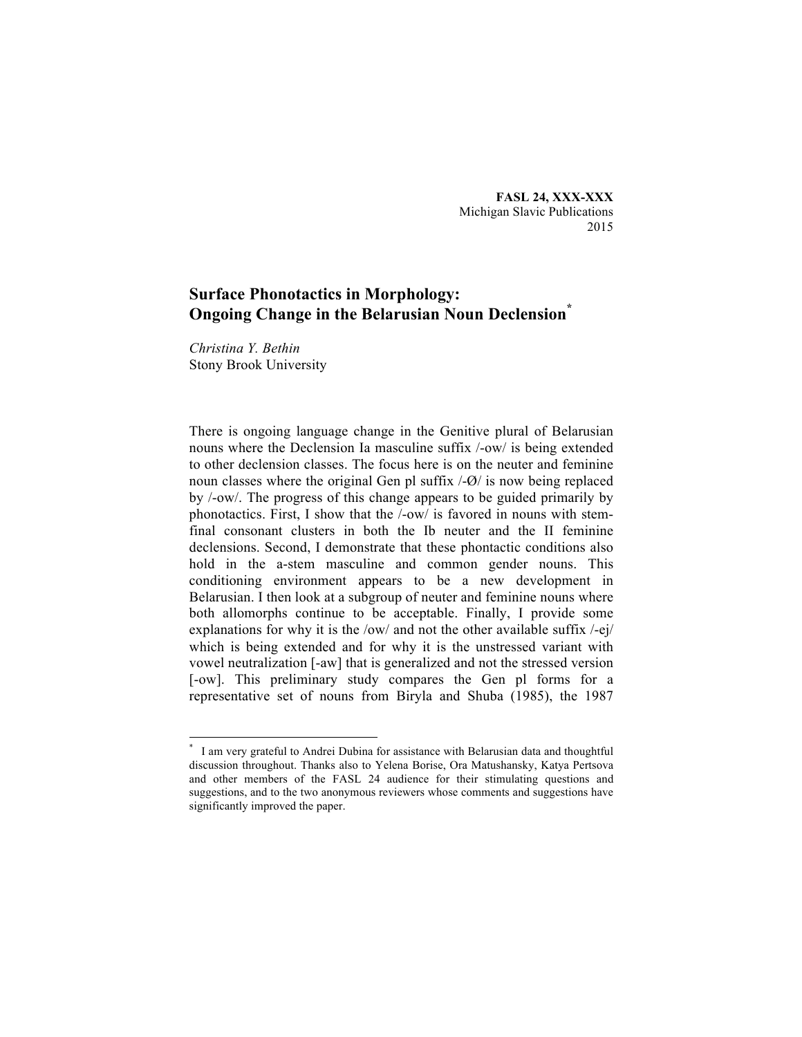# Surface Phonotactics in Morphology: Ongoing Change in the Belarusian Noun Declension[*]

*Christina Y. Bethin*
Stony Brook University

There is ongoing language change in the Genitive plural of Belarusian nouns where the Declension Ia masculine suffix /-ow/ is being extended to other declension classes. The focus here is on the neuter and feminine noun classes where the original Gen pl suffix /-Ø/ is now being replaced by /-ow/. The progress of this change appears to be guided primarily by phonotactics. First, I show that the /-ow/ is favored in nouns with stem-final consonant clusters in both the Ib neuter and the II feminine declensions. Second, I demonstrate that these phontactic conditions also hold in the a-stem masculine and common gender nouns. This conditioning environment appears to be a new development in Belarusian. I then look at a subgroup of neuter and feminine nouns where both allomorphs continue to be acceptable. Finally, I provide some explanations for why it is the /ow/ and not the other available suffix /-ej/ which is being extended and for why it is the unstressed variant with vowel neutralization [-aw] that is generalized and not the stressed version [-ow]. This preliminary study compares the Gen pl forms for a representative set of nouns from Biryla and Shuba (1985), the 1987

---

[*] I am very grateful to Andrei Dubina for assistance with Belarusian data and thoughtful discussion throughout. Thanks also to Yelena Borise, Ora Matushansky, Katya Pertsova and other members of the FASL 24 audience for their stimulating questions and suggestions, and to the two anonymous reviewers whose comments and suggestions have significantly improved the paper.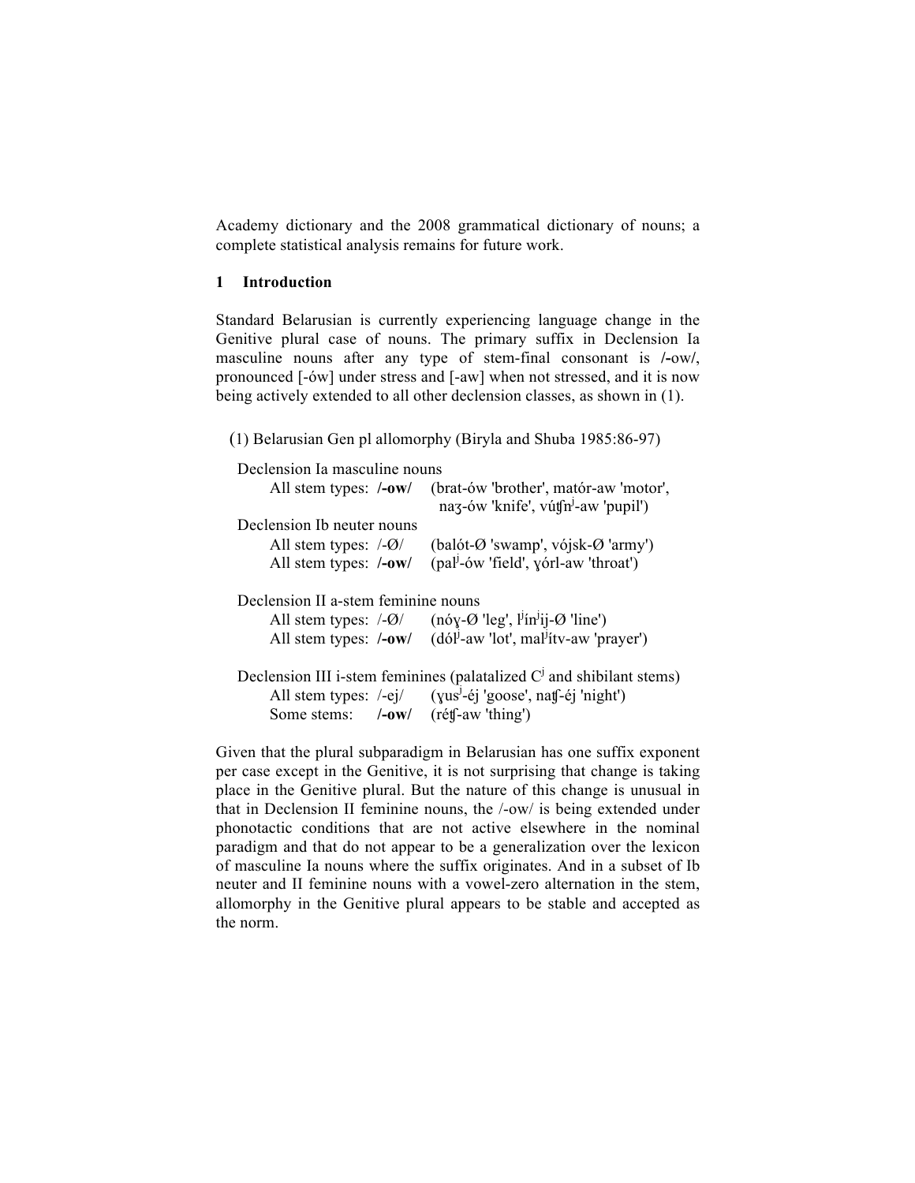Academy dictionary and the 2008 grammatical dictionary of nouns; a complete statistical analysis remains for future work.

## 1 Introduction

Standard Belarusian is currently experiencing language change in the Genitive plural case of nouns. The primary suffix in Declension Ia masculine nouns after any type of stem-final consonant is **/-ow/**, pronounced [-ów] under stress and [-aw] when not stressed, and it is now being actively extended to all other declension classes, as shown in (1).

(1) Belarusian Gen pl allomorphy (Biryla and Shuba 1985:86-97)

Declension Ia masculine nouns
- All stem types: **/-ow/** (brat-ów 'brother', matór-aw 'motor', naʒ-ów 'knife', vúʧn$^{j}$-aw 'pupil')

Declension Ib neuter nouns
- All stem types: /-Ø/ (balót-Ø 'swamp', vójsk-Ø 'army')
- All stem types: **/-ow/** (pal$^{j}$-ów 'field', ɣórl-aw 'throat')

Declension II a-stem feminine nouns
- All stem types: /-Ø/ (nóɣ-Ø 'leg', l$^{j}$ín$^{j}$ij-Ø 'line')
- All stem types: **/-ow/** (dól$^{j}$-aw 'lot', mal$^{j}$ítv-aw 'prayer')

Declension III i-stem feminines (palatalized C$^{j}$ and shibilant stems)
- All stem types: /-ej/ (ɣus$^{j}$-éj 'goose', naʧ-éj 'night')
- Some stems: **/-ow/** (réʧ-aw 'thing')

Given that the plural subparadigm in Belarusian has one suffix exponent per case except in the Genitive, it is not surprising that change is taking place in the Genitive plural. But the nature of this change is unusual in that in Declension II feminine nouns, the /-ow/ is being extended under phonotactic conditions that are not active elsewhere in the nominal paradigm and that do not appear to be a generalization over the lexicon of masculine Ia nouns where the suffix originates. And in a subset of Ib neuter and II feminine nouns with a vowel-zero alternation in the stem, allomorphy in the Genitive plural appears to be stable and accepted as the norm.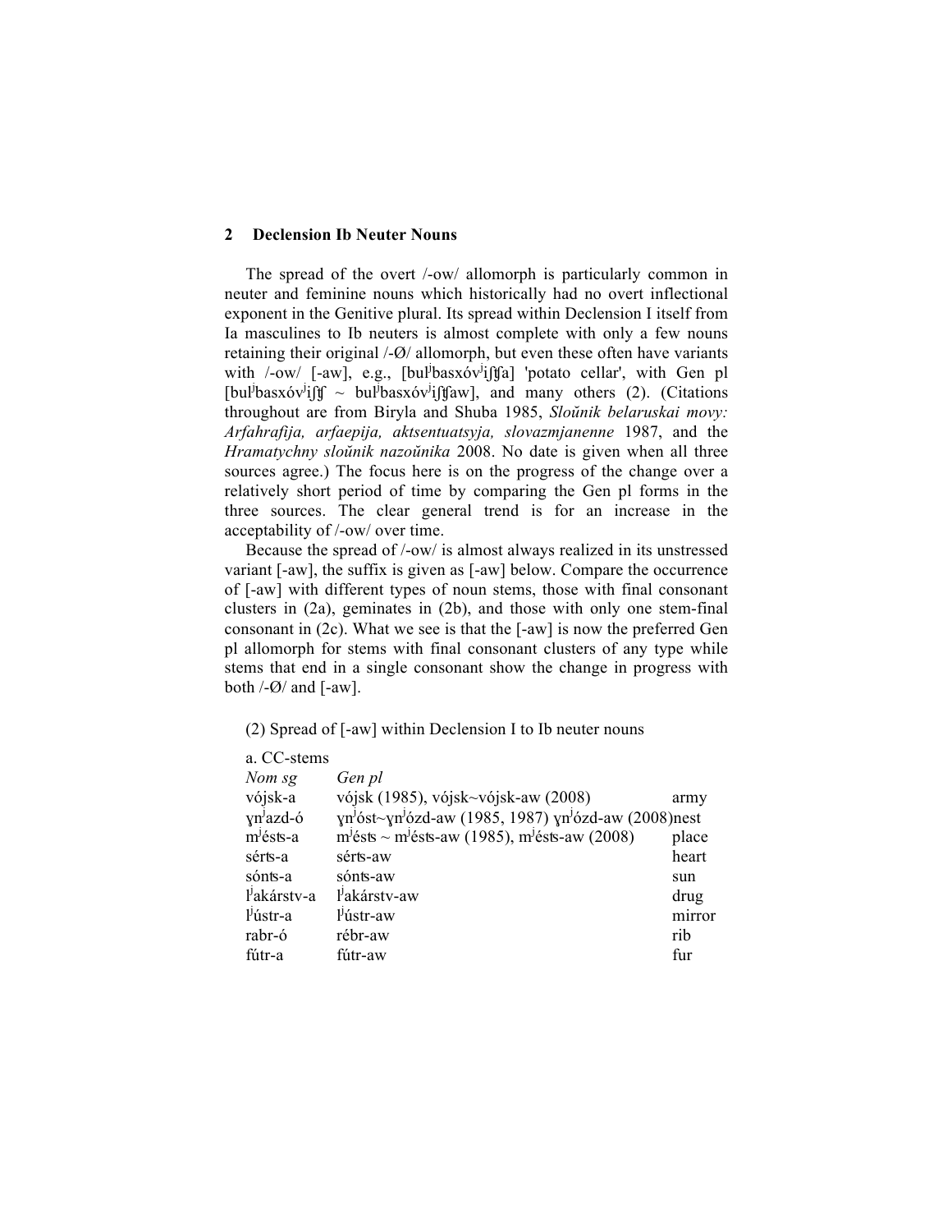## 2 Declension Ib Neuter Nouns

The spread of the overt /-ow/ allomorph is particularly common in neuter and feminine nouns which historically had no overt inflectional exponent in the Genitive plural. Its spread within Declension I itself from Ia masculines to Ib neuters is almost complete with only a few nouns retaining their original /-Ø/ allomorph, but even these often have variants with /-ow/ [-aw], e.g., [bulʲbasxóvʲiʃʧa] 'potato cellar', with Gen pl [bulʲbasxóvʲiʃʧ ~ bulʲbasxóvʲiʃʧaw], and many others (2). (Citations throughout are from Biryla and Shuba 1985, *Sloŭnik belaruskai movy: Arfahrafija, arfaepija, aktsentuatsyja, slovazmjanenne* 1987, and the *Hramatychny sloŭnik nazoŭnika* 2008. No date is given when all three sources agree.) The focus here is on the progress of the change over a relatively short period of time by comparing the Gen pl forms in the three sources. The clear general trend is for an increase in the acceptability of /-ow/ over time.

Because the spread of /-ow/ is almost always realized in its unstressed variant [-aw], the suffix is given as [-aw] below. Compare the occurrence of [-aw] with different types of noun stems, those with final consonant clusters in (2a), geminates in (2b), and those with only one stem-final consonant in (2c). What we see is that the [-aw] is now the preferred Gen pl allomorph for stems with final consonant clusters of any type while stems that end in a single consonant show the change in progress with both /-Ø/ and [-aw].

(2) Spread of [-aw] within Declension I to Ib neuter nouns

a. CC-stems

| *Nom sg* | *Gen pl* | |
|---|---|---|
| vójsk-a | vójsk (1985), vójsk~vójsk-aw (2008) | army |
| ɣnʲazd-ó | ɣnʲóst~ɣnʲózd-aw (1985, 1987) ɣnʲózd-aw (2008) | nest |
| mʲésʦ-a | mʲésʦ ~ mʲésʦ-aw (1985), mʲésʦ-aw (2008) | place |
| sérʦ-a | sérʦ-aw | heart |
| sónʦ-a | sónʦ-aw | sun |
| lʲakárstv-a | lʲakárstv-aw | drug |
| lʲústr-a | lʲústr-aw | mirror |
| rabr-ó | rébr-aw | rib |
| fútr-a | fútr-aw | fur |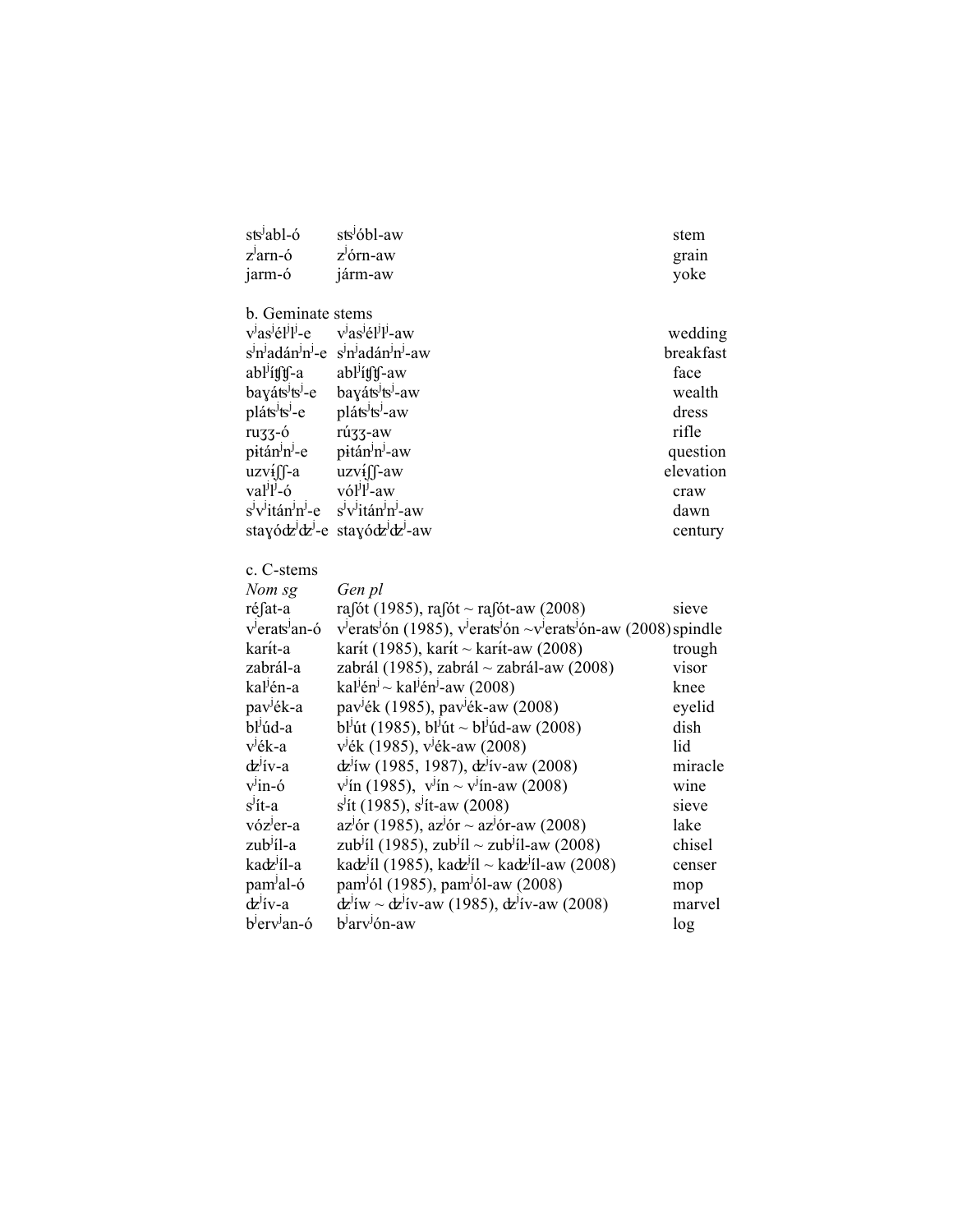| | | |
|---|---|---|
| stsʲabl-ó | stsʲóbl-aw | stem |
| zʲarn-ó | zʲórn-aw | grain |
| jarm-ó | járm-aw | yoke |

b. Geminate stems

| | | |
|---|---|---|
| vʲasʲélʲlʲ-e | vʲasʲélʲlʲ-aw | wedding |
| sʲnʲadánʲnʲ-e | sʲnʲadánʲnʲ-aw | breakfast |
| ablʲíʧʧ-a | ablʲíʧʧ-aw | face |
| baɣátsʲtsʲ-e | baɣátsʲtsʲ-aw | wealth |
| plátsʲtsʲ-e | plátsʲtsʲ-aw | dress |
| ruʒʒ-ó | rúʒʒ-aw | rifle |
| pɨtánʲnʲ-e | pɨtánʲnʲ-aw | question |
| uzvɨʃʃ-a | uzvɨʃʃ-aw | elevation |
| valʲlʲ-ó | vólʲlʲ-aw | craw |
| sʲvʲitánʲnʲ-e | sʲvʲitánʲnʲ-aw | dawn |
| staɣóʣʲʣʲ-e | staɣóʣʲʣʲ-aw | century |

c. C-stems

| *Nom sg* | *Gen pl* | |
|---|---|---|
| réʃat-a | raʃót (1985), raʃót ~ raʃót-aw (2008) | sieve |
| vʲeratsʲan-ó | vʲeratsʲón (1985), vʲeratsʲón ~vʲeratsʲón-aw (2008) | spindle |
| karɨt-a | karɨt (1985), karɨt ~ karɨt-aw (2008) | trough |
| zabrál-a | zabrál (1985), zabrál ~ zabrál-aw (2008) | visor |
| kalʲén-a | kalʲénʲ ~ kalʲénʲ-aw (2008) | knee |
| pavʲék-a | pavʲék (1985), pavʲék-aw (2008) | eyelid |
| blʲúd-a | blʲút (1985), blʲút ~ blʲúd-aw (2008) | dish |
| vʲék-a | vʲék (1985), vʲék-aw (2008) | lid |
| ʣʲív-a | ʣʲíw (1985, 1987), ʣʲív-aw (2008) | miracle |
| vʲin-ó | vʲín (1985), vʲín ~ vʲín-aw (2008) | wine |
| sʲít-a | sʲít (1985), sʲít-aw (2008) | sieve |
| vózʲer-a | azʲór (1985), azʲór ~ azʲór-aw (2008) | lake |
| zubʲíl-a | zubʲíl (1985), zubʲíl ~ zubʲíl-aw (2008) | chisel |
| kaʣʲíl-a | kaʣʲíl (1985), kaʣʲíl ~ kaʣʲíl-aw (2008) | censer |
| pamʲal-ó | pamʲól (1985), pamʲól-aw (2008) | mop |
| ʣʲív-a | ʣʲíw ~ ʣʲív-aw (1985), ʣʲív-aw (2008) | marvel |
| bʲervʲan-ó | bʲarvʲón-aw | log |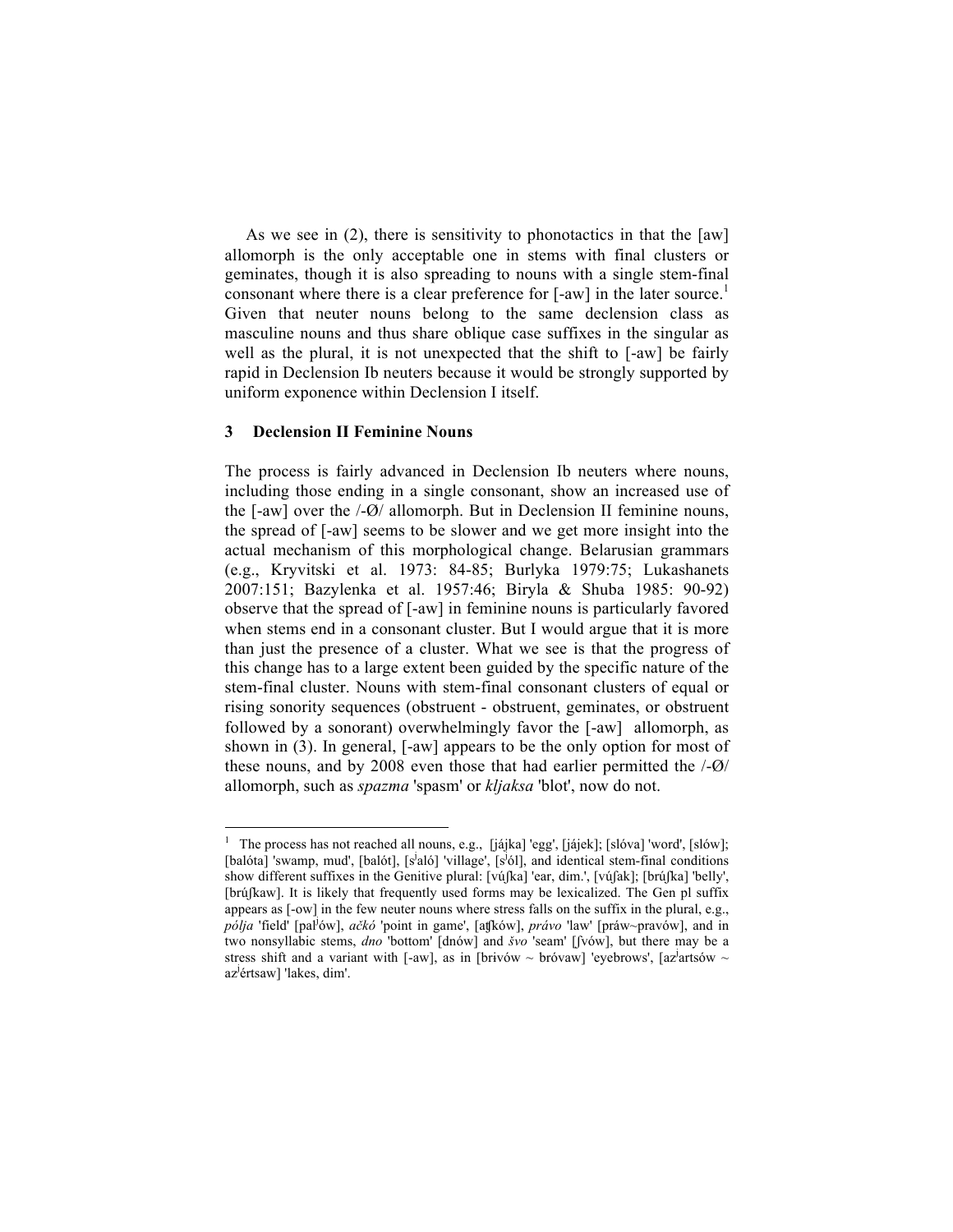As we see in (2), there is sensitivity to phonotactics in that the [aw] allomorph is the only acceptable one in stems with final clusters or geminates, though it is also spreading to nouns with a single stem-final consonant where there is a clear preference for [-aw] in the later source.[1] Given that neuter nouns belong to the same declension class as masculine nouns and thus share oblique case suffixes in the singular as well as the plural, it is not unexpected that the shift to [-aw] be fairly rapid in Declension Ib neuters because it would be strongly supported by uniform exponence within Declension I itself.

## 3 Declension II Feminine Nouns

The process is fairly advanced in Declension Ib neuters where nouns, including those ending in a single consonant, show an increased use of the [-aw] over the /-Ø/ allomorph. But in Declension II feminine nouns, the spread of [-aw] seems to be slower and we get more insight into the actual mechanism of this morphological change. Belarusian grammars (e.g., Kryvitski et al. 1973: 84-85; Burlyka 1979:75; Lukashanets 2007:151; Bazylenka et al. 1957:46; Biryla & Shuba 1985: 90-92) observe that the spread of [-aw] in feminine nouns is particularly favored when stems end in a consonant cluster. But I would argue that it is more than just the presence of a cluster. What we see is that the progress of this change has to a large extent been guided by the specific nature of the stem-final cluster. Nouns with stem-final consonant clusters of equal or rising sonority sequences (obstruent - obstruent, geminates, or obstruent followed by a sonorant) overwhelmingly favor the [-aw] allomorph, as shown in (3). In general, [-aw] appears to be the only option for most of these nouns, and by 2008 even those that had earlier permitted the /-Ø/ allomorph, such as *spazma* 'spasm' or *kljaksa* 'blot', now do not.

---

[1] The process has not reached all nouns, e.g., [jájka] 'egg', [jájek]; [slóva] 'word', [slów]; [balóta] 'swamp, mud', [balót], [sʲaló] 'village', [sʲól], and identical stem-final conditions show different suffixes in the Genitive plural: [vúʃka] 'ear, dim.', [vúʃak]; [brúʃka] 'belly', [brúʃkaw]. It is likely that frequently used forms may be lexicalized. The Gen pl suffix appears as [-ow] in the few neuter nouns where stress falls on the suffix in the plural, e.g., *pólja* 'field' [palʲów], *ačkó* 'point in game', [aʧków], *právo* 'law' [práw~pravów], and in two nonsyllabic stems, *dno* 'bottom' [dnów] and *švo* 'seam' [ʃvów], but there may be a stress shift and a variant with [-aw], as in [brivów ~ bróvaw] 'eyebrows', [azʲartsów ~ azʲértsaw] 'lakes, dim'.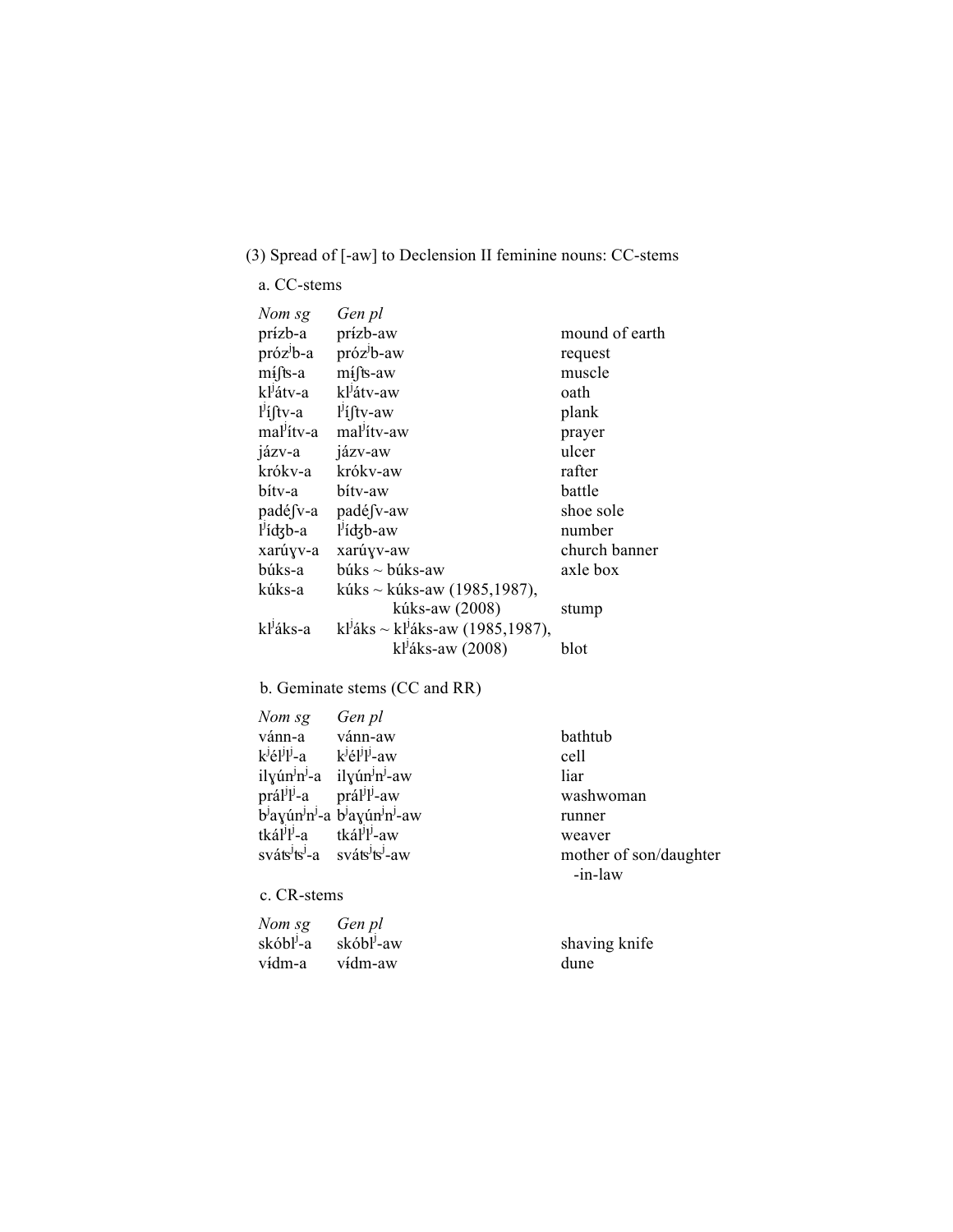(3) Spread of [-aw] to Declension II feminine nouns: CC-stems

a. CC-stems

| *Nom sg* | *Gen pl* | |
|---|---|---|
| prɨ́zb-a | prɨ́zb-aw | mound of earth |
| prózʲb-a | prózʲb-aw | request |
| mɨ́ʃʦ-a | mɨ́ʃʦ-aw | muscle |
| klʲátv-a | klʲátv-aw | oath |
| lʲíʃtv-a | lʲíʃtv-aw | plank |
| malʲítv-a | malʲítv-aw | prayer |
| jázv-a | jázv-aw | ulcer |
| krókv-a | krókv-aw | rafter |
| bítv-a | bítv-aw | battle |
| padéʃv-a | padéʃv-aw | shoe sole |
| lʲíʤb-a | lʲíʤb-aw | number |
| xarúɣv-a | xarúɣv-aw | church banner |
| búks-a | búks ~ búks-aw | axle box |
| kúks-a | kúks ~ kúks-aw (1985,1987), kúks-aw (2008) | stump |
| klʲáks-a | klʲáks ~ klʲáks-aw (1985,1987), klʲáks-aw (2008) | blot |

b. Geminate stems (CC and RR)

| *Nom sg* | *Gen pl* | |
|---|---|---|
| vánn-a | vánn-aw | bathtub |
| kʲélʲlʲ-a | kʲélʲlʲ-aw | cell |
| ilɣúnʲnʲ-a | ilɣúnʲnʲ-aw | liar |
| prálʲlʲ-a | prálʲlʲ-aw | washwoman |
| bʲaɣúnʲnʲ-a | bʲaɣúnʲnʲ-aw | runner |
| tkálʲlʲ-a | tkálʲlʲ-aw | weaver |
| svátsʲtsʲ-a | svátsʲtsʲ-aw | mother of son/daughter -in-law |

c. CR-stems

| *Nom sg* | *Gen pl* | |
|---|---|---|
| skóblʲ-a | skóblʲ-aw | shaving knife |
| vɨ́dm-a | vɨ́dm-aw | dune |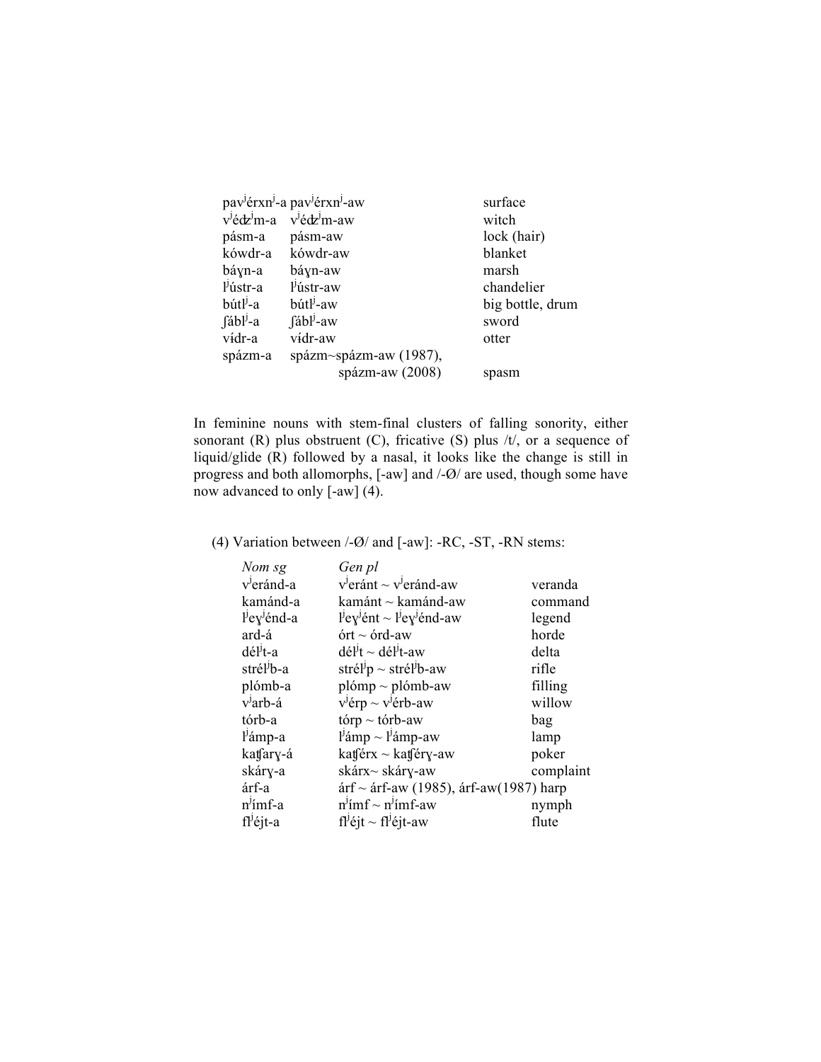| | | |
|---|---|---|
| pavʲérxnʲ-a | pavʲérxnʲ-aw | surface |
| vʲéʤʲm-a | vʲéʤʲm-aw | witch |
| pásm-a | pásm-aw | lock (hair) |
| kówdr-a | kówdr-aw | blanket |
| báɣn-a | báɣn-aw | marsh |
| lʲústr-a | lʲústr-aw | chandelier |
| bútlʲ-a | bútlʲ-aw | big bottle, drum |
| ʃáblʲ-a | ʃáblʲ-aw | sword |
| vɨ́dr-a | vɨ́dr-aw | otter |
| spázm-a | spázm~spázm-aw (1987), spázm-aw (2008) | spasm |

In feminine nouns with stem-final clusters of falling sonority, either sonorant (R) plus obstruent (C), fricative (S) plus /t/, or a sequence of liquid/glide (R) followed by a nasal, it looks like the change is still in progress and both allomorphs, [-aw] and /-Ø/ are used, though some have now advanced to only [-aw] (4).

(4) Variation between /-Ø/ and [-aw]: -RC, -ST, -RN stems:

| *Nom sg* | *Gen pl* | |
|---|---|---|
| vʲeránd-a | vʲeránt ~ vʲeránd-aw | veranda |
| kamánd-a | kamánt ~ kamánd-aw | command |
| lʲeɣʲénd-a | lʲeɣʲént ~ lʲeɣʲénd-aw | legend |
| ard-á | órt ~ órd-aw | horde |
| délʲt-a | délʲt ~ délʲt-aw | delta |
| strélʲb-a | strélʲp ~ strélʲb-aw | rifle |
| plómb-a | plómp ~ plómb-aw | filling |
| vʲarb-á | vʲérp ~ vʲérb-aw | willow |
| tórb-a | tórp ~ tórb-aw | bag |
| lʲámp-a | lʲámp ~ lʲámp-aw | lamp |
| kaʧarɣ-á | kaʧérx ~ kaʧérɣ-aw | poker |
| skárɣ-a | skárx~ skárɣ-aw | complaint |
| árf-a | árf ~ árf-aw (1985), árf-aw(1987) | harp |
| nʲímf-a | nʲímf ~ nʲímf-aw | nymph |
| flʲéjt-a | flʲéjt ~ flʲéjt-aw | flute |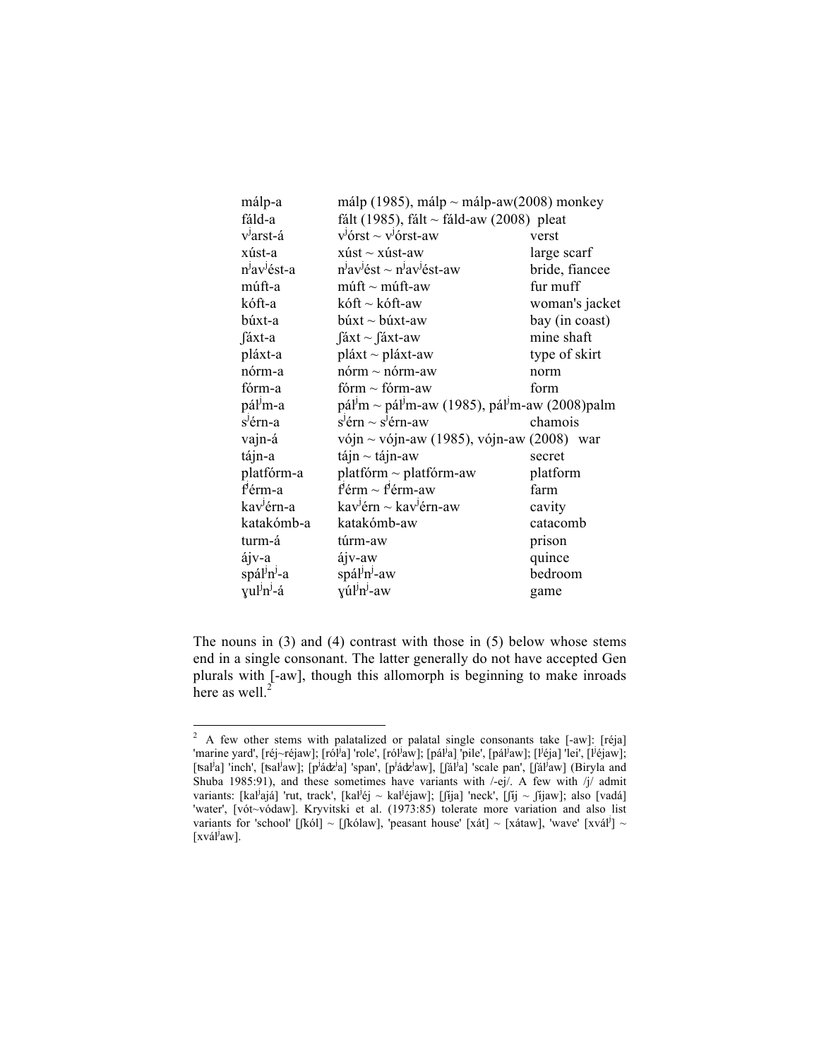| | | |
|---|---|---|
| málp-a | málp (1985), málp ~ málp-aw(2008) monkey | |
| fáld-a | fált (1985), fált ~ fáld-aw (2008) pleat | |
| vʲarst-á | vʲórst ~ vʲórst-aw | verst |
| xúst-a | xúst ~ xúst-aw | large scarf |
| nʲavʲést-a | nʲavʲést ~ nʲavʲést-aw | bride, fiancee |
| múft-a | múft ~ múft-aw | fur muff |
| kóft-a | kóft ~ kóft-aw | woman's jacket |
| búxt-a | búxt ~ búxt-aw | bay (in coast) |
| ʃáxt-a | ʃáxt ~ ʃáxt-aw | mine shaft |
| pláxt-a | pláxt ~ pláxt-aw | type of skirt |
| nórm-a | nórm ~ nórm-aw | norm |
| fórm-a | fórm ~ fórm-aw | form |
| pálʲm-a | pálʲm ~ pálʲm-aw (1985), pálʲm-aw (2008)palm | |
| sʲérn-a | sʲérn ~ sʲérn-aw | chamois |
| vajn-á | vójn ~ vójn-aw (1985), vójn-aw (2008) war | |
| tájn-a | tájn ~ tájn-aw | secret |
| platfórm-a | platfórm ~ platfórm-aw | platform |
| fʲérm-a | fʲérm ~ fʲérm-aw | farm |
| kavʲérn-a | kavʲérn ~ kavʲérn-aw | cavity |
| katakómb-a | katakómb-aw | catacomb |
| turm-á | túrm-aw | prison |
| ájv-a | ájv-aw | quince |
| spálʲnʲ-a | spálʲnʲ-aw | bedroom |
| ɣulʲnʲ-á | ɣúlʲnʲ-aw | game |

The nouns in (3) and (4) contrast with those in (5) below whose stems end in a single consonant. The latter generally do not have accepted Gen plurals with [-aw], though this allomorph is beginning to make inroads here as well.[2]

---

[2] A few other stems with palatalized or palatal single consonants take [-aw]: [réja] 'marine yard', [réj~réjaw]; [rólʲa] 'role', [rólʲaw]; [pálʲa] 'pile', [pálʲaw]; [lʲéja] 'lei', [lʲéjaw]; [tsalʲa] 'inch', [tsalʲaw]; [pʲádzʲa] 'span', [pʲádzʲaw], [ʃálʲa] 'scale pan', [ʃálʲaw] (Biryla and Shuba 1985:91), and these sometimes have variants with /-ej/. A few with /j/ admit variants: [kalʲajá] 'rut, track', [kalʲéj ~ kalʲéjaw]; [ʃíja] 'neck', [ʃíj ~ ʃíjaw]; also [vadá] 'water', [vót~vódaw]. Kryvitski et al. (1973:85) tolerate more variation and also list variants for 'school' [ʃkól] ~ [ʃkólaw], 'peasant house' [xát] ~ [xátaw], 'wave' [xválʲ] ~ [xválʲaw].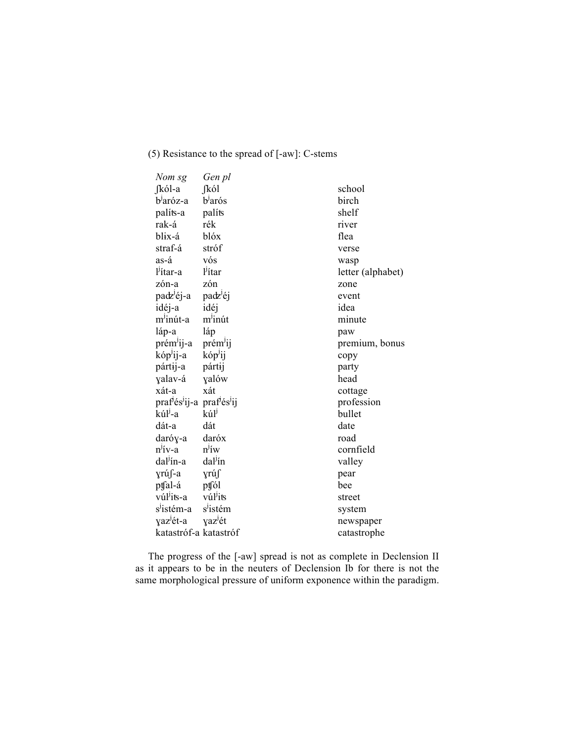(5) Resistance to the spread of [-aw]: C-stems

| *Nom sg* | *Gen pl* | |
|---|---|---|
| ʃkól-a | ʃkól | school |
| bʲaróz-a | bʲarós | birch |
| palíʦ-a | palíʦ | shelf |
| rak-á | rék | river |
| blɨx-á | blóx | flea |
| straf-á | stróf | verse |
| as-á | vós | wasp |
| lʲítar-a | lʲítar | letter (alphabet) |
| zón-a | zón | zone |
| paʣʲéj-a | paʣʲéj | event |
| idéj-a | idéj | idea |
| mʲinút-a | mʲinút | minute |
| láp-a | láp | paw |
| prémʲij-a | prémʲij | premium, bonus |
| kópʲij-a | kópʲij | copy |
| pártɨj-a | pártɨj | party |
| ɣalav-á | ɣalów | head |
| xát-a | xát | cottage |
| prafʲésʲij-a | prafʲésʲij | profession |
| kúlʲ-a | kúlʲ | bullet |
| dát-a | dát | date |
| daróɣ-a | daróx | road |
| nʲív-a | nʲíw | cornfield |
| dalʲín-a | dalʲín | valley |
| ɣrúʃ-a | ɣrúʃ | pear |
| pʧal-á | pʧól | bee |
| vúlʲiʦ-a | vúlʲiʦ | street |
| sʲistém-a | sʲistém | system |
| ɣazʲét-a | ɣazʲét | newspaper |
| katastróf-a | katastróf | catastrophe |

The progress of the [-aw] spread is not as complete in Declension II as it appears to be in the neuters of Declension Ib for there is not the same morphological pressure of uniform exponence within the paradigm.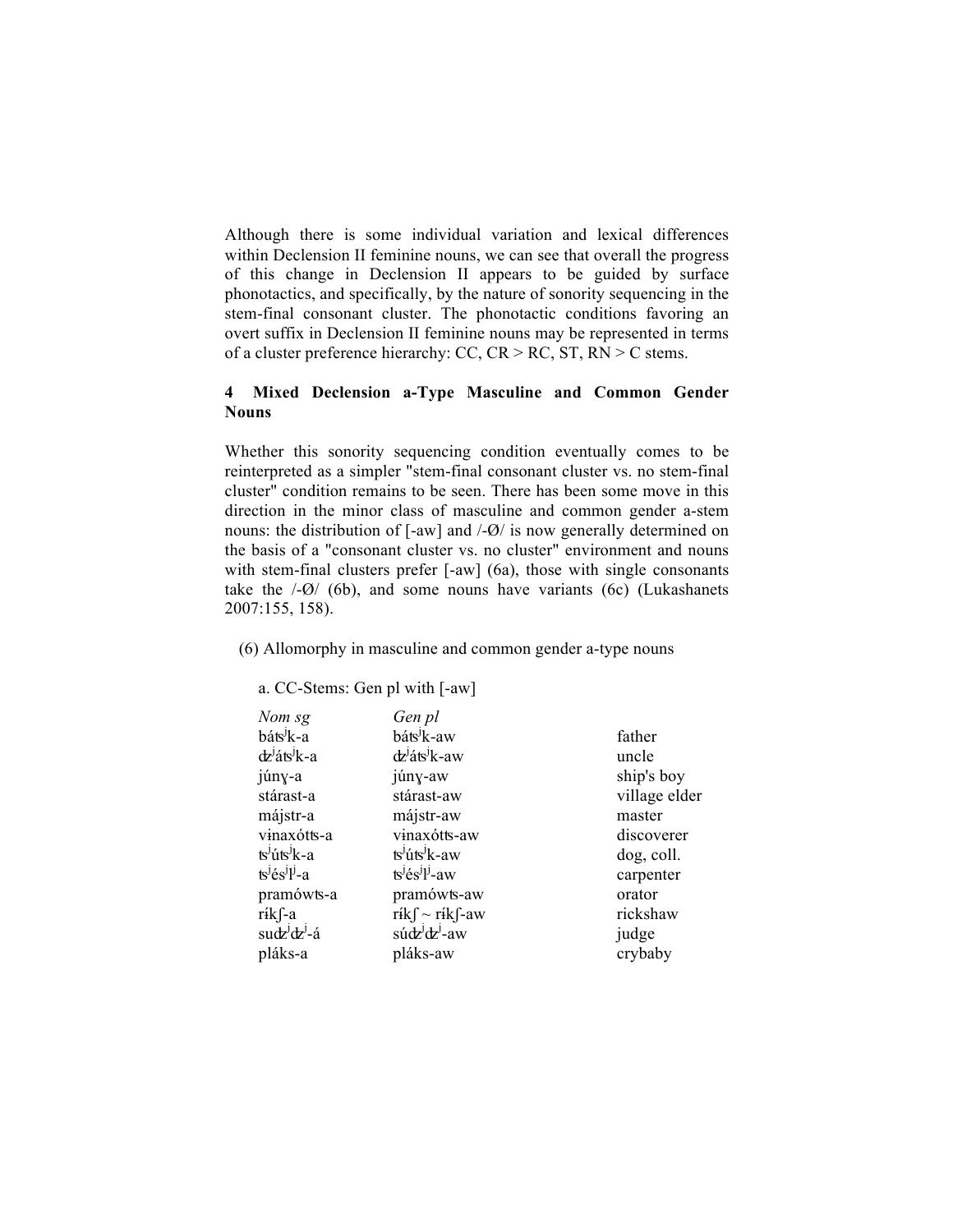Although there is some individual variation and lexical differences within Declension II feminine nouns, we can see that overall the progress of this change in Declension II appears to be guided by surface phonotactics, and specifically, by the nature of sonority sequencing in the stem-final consonant cluster. The phonotactic conditions favoring an overt suffix in Declension II feminine nouns may be represented in terms of a cluster preference hierarchy: CC, CR > RC, ST, RN > C stems.

## 4 Mixed Declension a-Type Masculine and Common Gender Nouns

Whether this sonority sequencing condition eventually comes to be reinterpreted as a simpler "stem-final consonant cluster vs. no stem-final cluster" condition remains to be seen. There has been some move in this direction in the minor class of masculine and common gender a-stem nouns: the distribution of [-aw] and /-Ø/ is now generally determined on the basis of a "consonant cluster vs. no cluster" environment and nouns with stem-final clusters prefer [-aw] (6a), those with single consonants take the /-Ø/ (6b), and some nouns have variants (6c) (Lukashanets 2007:155, 158).

(6) Allomorphy in masculine and common gender a-type nouns

a. CC-Stems: Gen pl with [-aw]

| *Nom sg* | *Gen pl* | |
|---|---|---|
| bátsʲk-a | bátsʲk-aw | father |
| ʤʲátsʲk-a | ʤʲátsʲk-aw | uncle |
| júnɣ-a | júnɣ-aw | ship's boy |
| stárast-a | stárast-aw | village elder |
| májstr-a | májstr-aw | master |
| vɨnaxótts-a | vɨnaxótts-aw | discoverer |
| tsʲútsʲk-a | tsʲútsʲk-aw | dog, coll. |
| tsʲésʲlʲ-a | tsʲésʲlʲ-aw | carpenter |
| pramówts-a | pramówts-aw | orator |
| ríkʃ-a | ríkʃ ~ ríkʃ-aw | rickshaw |
| suʤʲʤʲ-á | súʤʲʤʲ-aw | judge |
| pláks-a | pláks-aw | crybaby |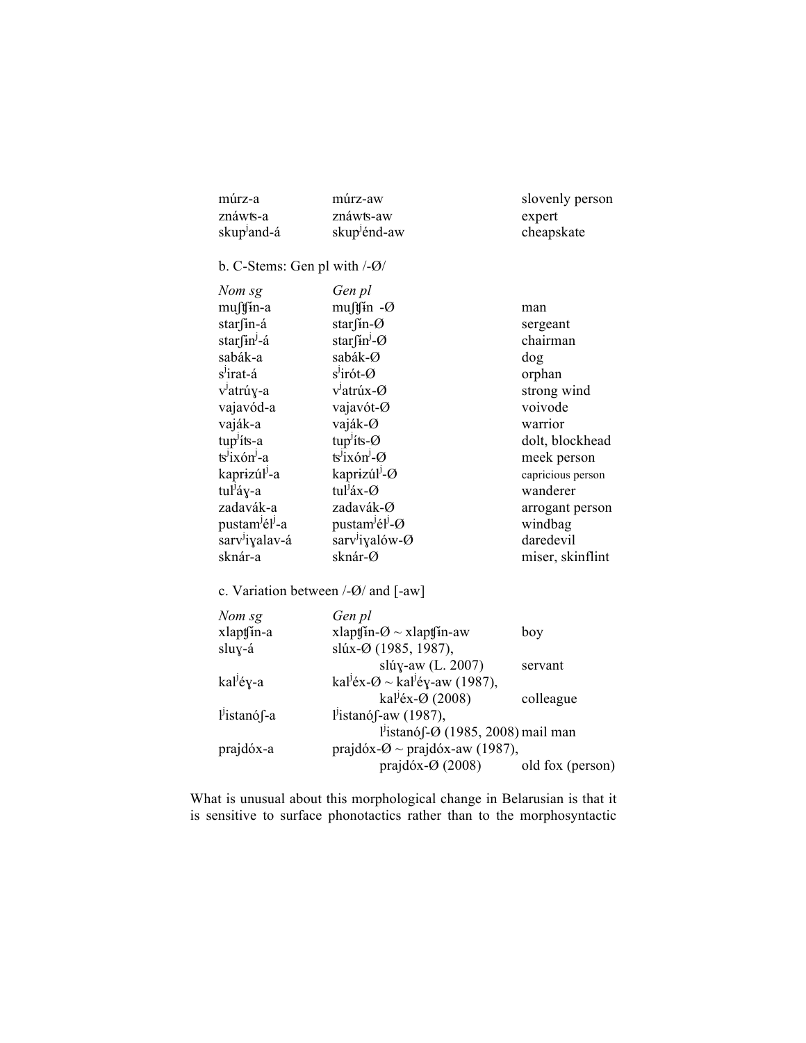| | | |
|---|---|---|
| múrz-a | múrz-aw | slovenly person |
| znáwts-a | znáwts-aw | expert |
| skupʲand-á | skupʲénd-aw | cheapskate |

b. C-Stems: Gen pl with /-Ø/

| *Nom sg* | *Gen pl* | |
|---|---|---|
| muʃʧɨn-a | muʃʧɨn -Ø | man |
| starʃɨn-á | starʃɨn-Ø | sergeant |
| starʃɨnʲ-á | starʃɨnʲ-Ø | chairman |
| sabák-a | sabák-Ø | dog |
| sʲirat-á | sʲirót-Ø | orphan |
| vʲatrúɣ-a | vʲatrúx-Ø | strong wind |
| vajavód-a | vajavót-Ø | voivode |
| vaják-a | vaják-Ø | warrior |
| tupʲíts-a | tupʲíts-Ø | dolt, blockhead |
| tsʲixónʲ-a | tsʲixónʲ-Ø | meek person |
| kaprɨzúlʲ-a | kaprɨzúlʲ-Ø | capricious person |
| tulʲáɣ-a | tulʲáx-Ø | wanderer |
| zadavák-a | zadavák-Ø | arrogant person |
| pustamʲélʲ-a | pustamʲélʲ-Ø | windbag |
| sarvʲiɣalav-á | sarvʲiɣalów-Ø | daredevil |
| sknár-a | sknár-Ø | miser, skinflint |

c. Variation between /-Ø/ and [-aw]

| *Nom sg* | *Gen pl* | |
|---|---|---|
| xlapʧɨn-a | xlapʧɨn-Ø ~ xlapʧɨn-aw | boy |
| sluɣ-á | slúx-Ø (1985, 1987), slúɣ-aw (L. 2007) | servant |
| kalʲéɣ-a | kalʲéx-Ø ~ kalʲéɣ-aw (1987), kalʲéx-Ø (2008) | colleague |
| lʲistanóʃ-a | lʲistanóʃ-aw (1987), lʲistanóʃ-Ø (1985, 2008) | mail man |
| prajdóx-a | prajdóx-Ø ~ prajdóx-aw (1987), prajdóx-Ø (2008) | old fox (person) |

What is unusual about this morphological change in Belarusian is that it is sensitive to surface phonotactics rather than to the morphosyntactic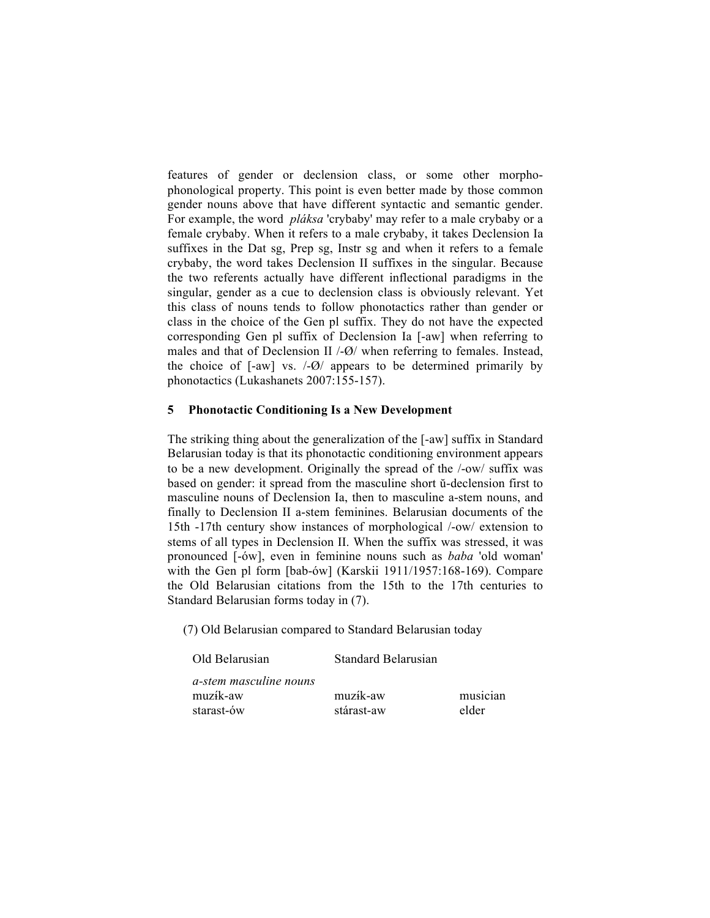features of gender or declension class, or some other morpho-phonological property. This point is even better made by those common gender nouns above that have different syntactic and semantic gender. For example, the word *pláksa* 'crybaby' may refer to a male crybaby or a female crybaby. When it refers to a male crybaby, it takes Declension Ia suffixes in the Dat sg, Prep sg, Instr sg and when it refers to a female crybaby, the word takes Declension II suffixes in the singular. Because the two referents actually have different inflectional paradigms in the singular, gender as a cue to declension class is obviously relevant. Yet this class of nouns tends to follow phonotactics rather than gender or class in the choice of the Gen pl suffix. They do not have the expected corresponding Gen pl suffix of Declension Ia [-aw] when referring to males and that of Declension II /-Ø/ when referring to females. Instead, the choice of [-aw] vs. /-Ø/ appears to be determined primarily by phonotactics (Lukashanets 2007:155-157).

## 5 Phonotactic Conditioning Is a New Development

The striking thing about the generalization of the [-aw] suffix in Standard Belarusian today is that its phonotactic conditioning environment appears to be a new development. Originally the spread of the /-ow/ suffix was based on gender: it spread from the masculine short ŭ-declension first to masculine nouns of Declension Ia, then to masculine a-stem nouns, and finally to Declension II a-stem feminines. Belarusian documents of the 15th -17th century show instances of morphological /-ow/ extension to stems of all types in Declension II. When the suffix was stressed, it was pronounced [-ów], even in feminine nouns such as *baba* 'old woman' with the Gen pl form [bab-ów] (Karskii 1911/1957:168-169). Compare the Old Belarusian citations from the 15th to the 17th centuries to Standard Belarusian forms today in (7).

(7) Old Belarusian compared to Standard Belarusian today

| Old Belarusian | Standard Belarusian | |
|---|---|---|
| *a-stem masculine nouns* | | |
| muzík-aw | muzík-aw | musician |
| starast-ów | stárast-aw | elder |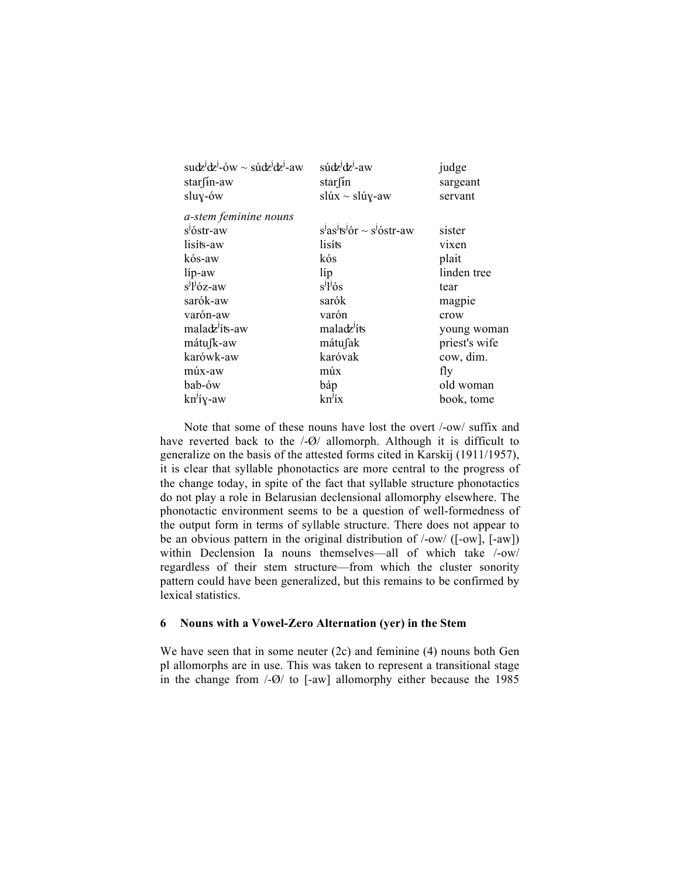| | | |
|---|---|---|
| sudʑʲdʑʲ-ów ~ súdʑʲdʑʲ-aw | súdʑʲdʑʲ-aw | judge |
| starʃɨn-aw | starʃɨn | sargeant |
| sluɣ-ów | slúx ~ slúɣ-aw | servant |
| *a-stem feminine nouns* | | |
| sʲóstr-aw | sʲasʲtsʲór ~ sʲóstr-aw | sister |
| lisíts-aw | lisíts | vixen |
| kós-aw | kós | plait |
| líp-aw | líp | linden tree |
| sʲlʲóz-aw | sʲlʲós | tear |
| sarók-aw | sarók | magpie |
| varón-aw | varón | crow |
| maladʑʲíts-aw | maladʑʲíts | young woman |
| mátuʃk-aw | mátuʃak | priest's wife |
| karówk-aw | karóvak | cow, dim. |
| múx-aw | múx | fly |
| bab-ów | báp | old woman |
| knʲíɣ-aw | knʲíx | book, tome |

Note that some of these nouns have lost the overt /-ow/ suffix and have reverted back to the /-Ø/ allomorph. Although it is difficult to generalize on the basis of the attested forms cited in Karskij (1911/1957), it is clear that syllable phonotactics are more central to the progress of the change today, in spite of the fact that syllable structure phonotactics do not play a role in Belarusian declensional allomorphy elsewhere. The phonotactic environment seems to be a question of well-formedness of the output form in terms of syllable structure. There does not appear to be an obvious pattern in the original distribution of /-ow/ ([-ow], [-aw]) within Declension Ia nouns themselves—all of which take /-ow/ regardless of their stem structure—from which the cluster sonority pattern could have been generalized, but this remains to be confirmed by lexical statistics.

## 6 Nouns with a Vowel-Zero Alternation (yer) in the Stem

We have seen that in some neuter (2c) and feminine (4) nouns both Gen pl allomorphs are in use. This was taken to represent a transitional stage in the change from /-Ø/ to [-aw] allomorphy either because the 1985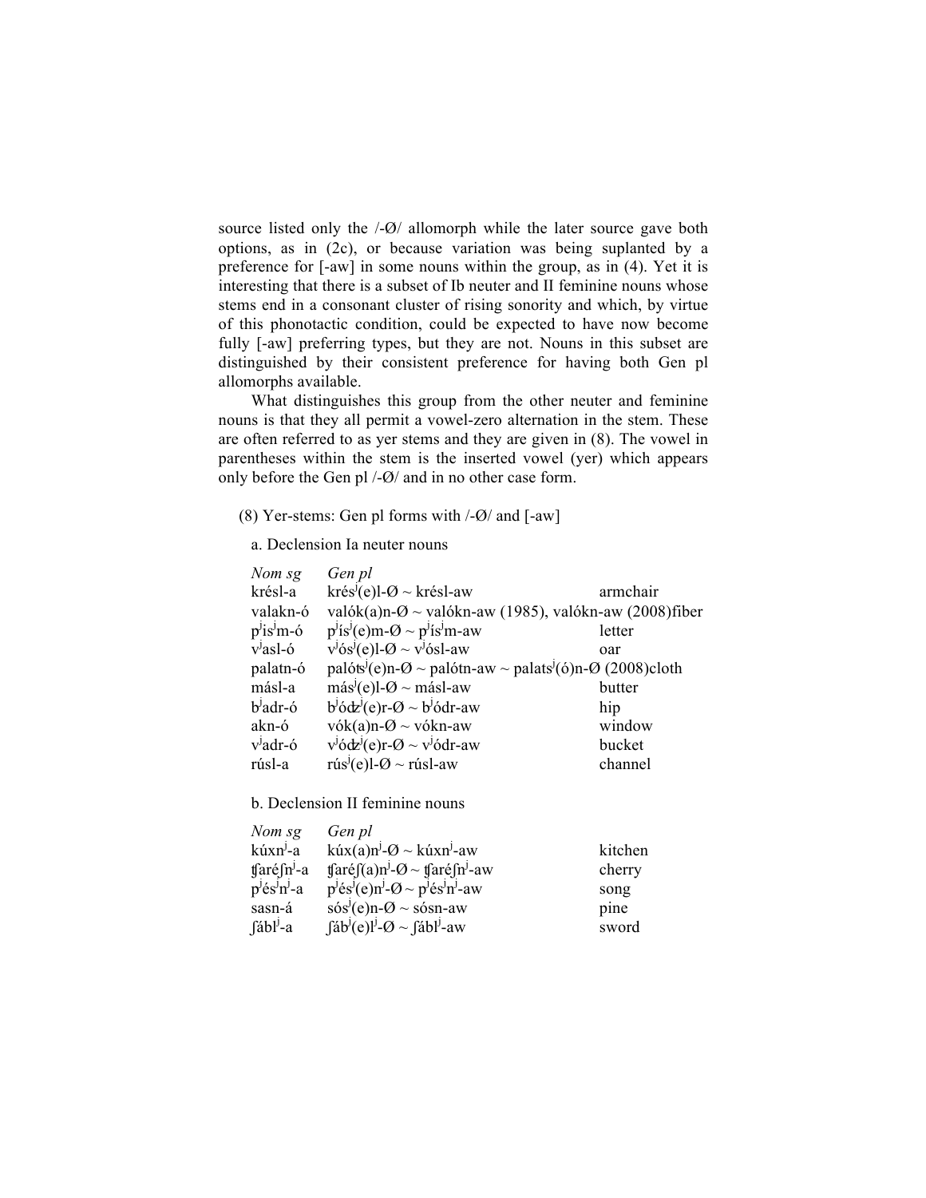source listed only the /-Ø/ allomorph while the later source gave both options, as in (2c), or because variation was being suplanted by a preference for [-aw] in some nouns within the group, as in (4). Yet it is interesting that there is a subset of Ib neuter and II feminine nouns whose stems end in a consonant cluster of rising sonority and which, by virtue of this phonotactic condition, could be expected to have now become fully [-aw] preferring types, but they are not. Nouns in this subset are distinguished by their consistent preference for having both Gen pl allomorphs available.

What distinguishes this group from the other neuter and feminine nouns is that they all permit a vowel-zero alternation in the stem. These are often referred to as yer stems and they are given in (8). The vowel in parentheses within the stem is the inserted vowel (yer) which appears only before the Gen pl /-Ø/ and in no other case form.

(8) Yer-stems: Gen pl forms with /-Ø/ and [-aw]

a. Declension Ia neuter nouns

| *Nom sg* | *Gen pl* | |
|---|---|---|
| krésl-a | krésʲ(e)l-Ø ~ krésl-aw | armchair |
| valakn-ó | valók(a)n-Ø ~ valókn-aw (1985), valókn-aw (2008) | fiber |
| pʲisʲm-ó | pʲísʲ(e)m-Ø ~ pʲísʲm-aw | letter |
| vʲasl-ó | vʲósʲ(e)l-Ø ~ vʲósl-aw | oar |
| palatn-ó | palótsʲ(e)n-Ø ~ palótn-aw ~ palatsʲ(ó)n-Ø (2008) | cloth |
| másl-a | másʲ(e)l-Ø ~ másl-aw | butter |
| bʲadr-ó | bʲóʥʲ(e)r-Ø ~ bʲódr-aw | hip |
| akn-ó | vók(a)n-Ø ~ vókn-aw | window |
| vʲadr-ó | vʲóʥʲ(e)r-Ø ~ vʲódr-aw | bucket |
| rúsl-a | rúsʲ(e)l-Ø ~ rúsl-aw | channel |

b. Declension II feminine nouns

| *Nom sg* | *Gen pl* | |
|---|---|---|
| kúxnʲ-a | kúx(a)nʲ-Ø ~ kúxnʲ-aw | kitchen |
| ʧaréʃnʲ-a | ʧaréʃ(a)nʲ-Ø ~ ʧaréʃnʲ-aw | cherry |
| pʲésʲnʲ-a | pʲésʲ(e)nʲ-Ø ~ pʲésʲnʲ-aw | song |
| sasn-á | sósʲ(e)n-Ø ~ sósn-aw | pine |
| ʃáblʲ-a | ʃábʲ(e)lʲ-Ø ~ ʃáblʲ-aw | sword |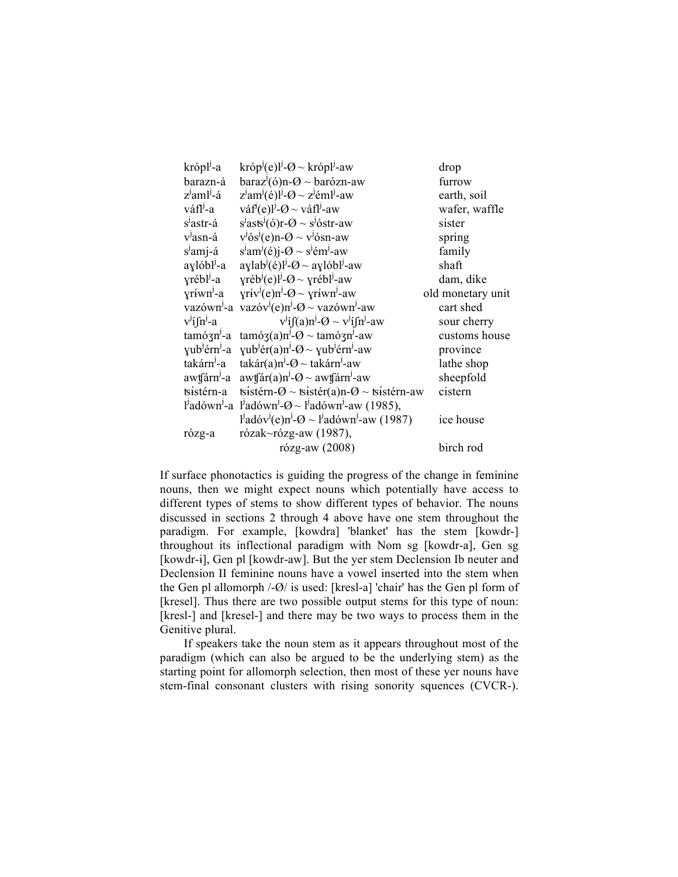| | | |
|---|---|---|
| krópʲlʲ-a | krópʲ(e)lʲ-Ø ~ krópʲlʲ-aw | drop |
| barazn-á | barazʲ(ó)n-Ø ~ barózn-aw | furrow |
| zʲamlʲ-á | zʲamʲ(é)lʲ-Ø ~ zʲémlʲ-aw | earth, soil |
| váflʲ-a | váfʲ(e)lʲ-Ø ~ váflʲ-aw | wafer, waffle |
| sʲastr-á | sʲasʦʲ(ó)r-Ø ~ sʲóstr-aw | sister |
| vʲasn-á | vʲósʲ(e)n-Ø ~ vʲósn-aw | spring |
| sʲamj-á | sʲamʲ(é)j-Ø ~ sʲémʲ-aw | family |
| aɣlóblʲ-a | aɣlabʲ(é)lʲ-Ø ~ aɣlóblʲ-aw | shaft |
| ɣréblʲ-a | ɣrébʲ(e)lʲ-Ø ~ ɣréblʲ-aw | dam, dike |
| ɣrɨ́wnʲ-a | ɣrɨ́vʲ(e)nʲ-Ø ~ ɣrɨ́wnʲ-aw | old monetary unit |
| vazównʲ-a | vazóvʲ(e)nʲ-Ø ~ vazównʲ-aw | cart shed |
| vʲíʃnʲ-a | vʲíʃ(a)nʲ-Ø ~ vʲíʃnʲ-aw | sour cherry |
| tamóʒnʲ-a | tamóʒ(a)nʲ-Ø ~ tamóʒnʲ-aw | customs house |
| ɣubʲérnʲ-a | ɣubʲér(a)nʲ-Ø ~ ɣubʲérnʲ-aw | province |
| takárnʲ-a | takár(a)nʲ-Ø ~ takárnʲ-aw | lathe shop |
| awʧárnʲ-a | awʧár(a)nʲ-Ø ~ awʧárnʲ-aw | sheepfold |
| ʦɨ́stérn-a | ʦɨ́stérn-Ø ~ ʦɨ́stér(a)n-Ø ~ ʦɨ́stérn-aw | cistern |
| lʲadównʲ-a | lʲadównʲ-Ø ~ lʲadównʲ-aw (1985), lʲadóvʲ(e)nʲ-Ø ~ lʲadównʲ-aw (1987) | ice house |
| rózg-a | rózak~rózg-aw (1987), rózg-aw (2008) | birch rod |

If surface phonotactics is guiding the progress of the change in feminine nouns, then we might expect nouns which potentially have access to different types of stems to show different types of behavior. The nouns discussed in sections 2 through 4 above have one stem throughout the paradigm. For example, [kowdra] 'blanket' has the stem [kowdr-] throughout its inflectional paradigm with Nom sg [kowdr-a], Gen sg [kowdr-ɨ], Gen pl [kowdr-aw]. But the yer stem Declension Ib neuter and Declension II feminine nouns have a vowel inserted into the stem when the Gen pl allomorph /-Ø/ is used: [kresl-a] 'chair' has the Gen pl form of [kresel]. Thus there are two possible output stems for this type of noun: [kresl-] and [kresel-] and there may be two ways to process them in the Genitive plural.

If speakers take the noun stem as it appears throughout most of the paradigm (which can also be argued to be the underlying stem) as the starting point for allomorph selection, then most of these yer nouns have stem-final consonant clusters with rising sonority squences (CVCR-).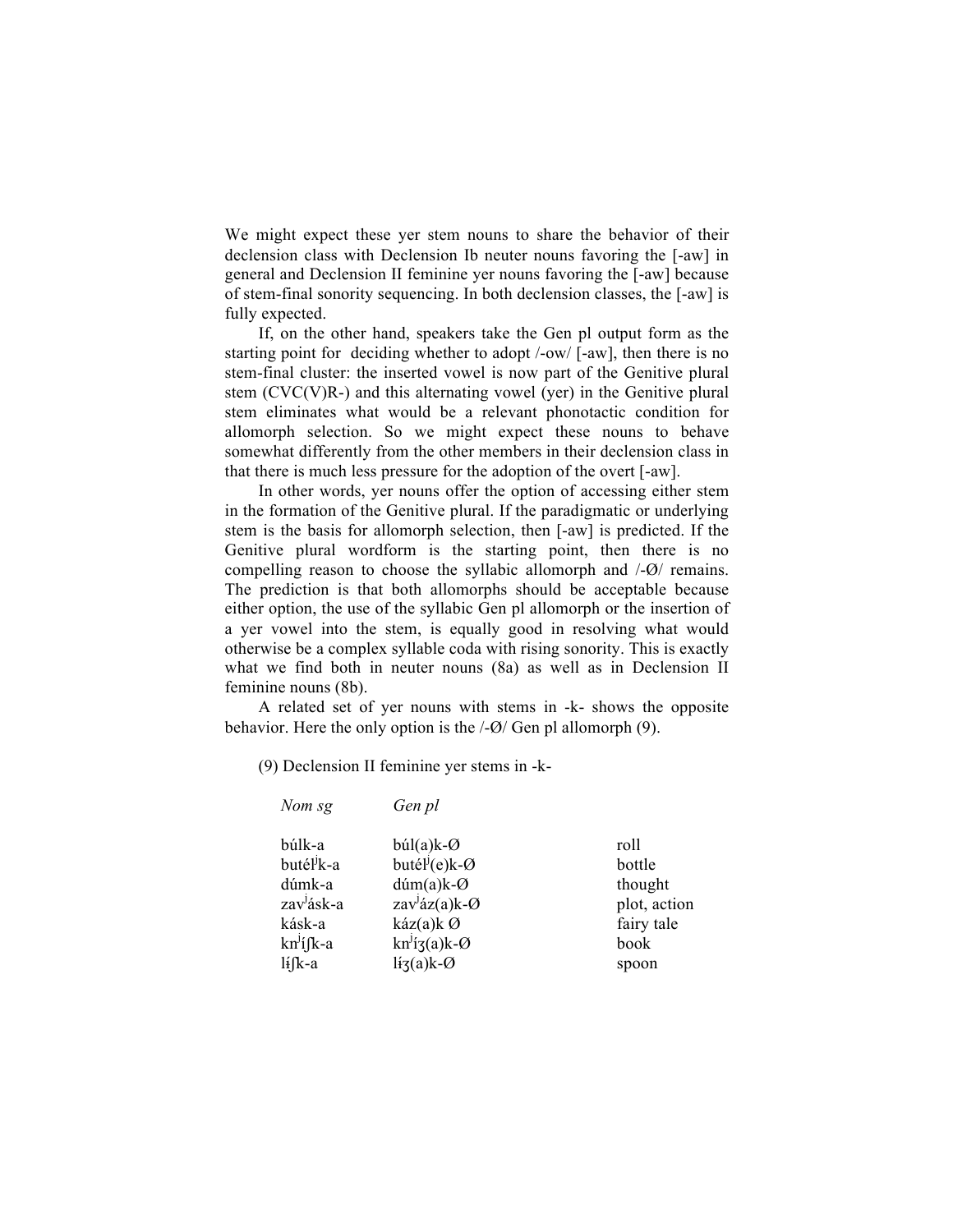We might expect these yer stem nouns to share the behavior of their declension class with Declension Ib neuter nouns favoring the [-aw] in general and Declension II feminine yer nouns favoring the [-aw] because of stem-final sonority sequencing. In both declension classes, the [-aw] is fully expected.

If, on the other hand, speakers take the Gen pl output form as the starting point for deciding whether to adopt /-ow/ [-aw], then there is no stem-final cluster: the inserted vowel is now part of the Genitive plural stem (CVC(V)R-) and this alternating vowel (yer) in the Genitive plural stem eliminates what would be a relevant phonotactic condition for allomorph selection. So we might expect these nouns to behave somewhat differently from the other members in their declension class in that there is much less pressure for the adoption of the overt [-aw].

In other words, yer nouns offer the option of accessing either stem in the formation of the Genitive plural. If the paradigmatic or underlying stem is the basis for allomorph selection, then [-aw] is predicted. If the Genitive plural wordform is the starting point, then there is no compelling reason to choose the syllabic allomorph and /-Ø/ remains. The prediction is that both allomorphs should be acceptable because either option, the use of the syllabic Gen pl allomorph or the insertion of a yer vowel into the stem, is equally good in resolving what would otherwise be a complex syllable coda with rising sonority. This is exactly what we find both in neuter nouns (8a) as well as in Declension II feminine nouns (8b).

A related set of yer nouns with stems in -k- shows the opposite behavior. Here the only option is the /-Ø/ Gen pl allomorph (9).

(9) Declension II feminine yer stems in -k-

| *Nom sg* | *Gen pl* | |
|---|---|---|
| búlk-a | búl(a)k-Ø | roll |
| butélʲk-a | butélʲ(e)k-Ø | bottle |
| dúmk-a | dúm(a)k-Ø | thought |
| zavʲásk-a | zavʲáz(a)k-Ø | plot, action |
| kásk-a | káz(a)k Ø | fairy tale |
| knʲíʃk-a | knʲíʒ(a)k-Ø | book |
| lɨ́ʃk-a | lɨ́ʒ(a)k-Ø | spoon |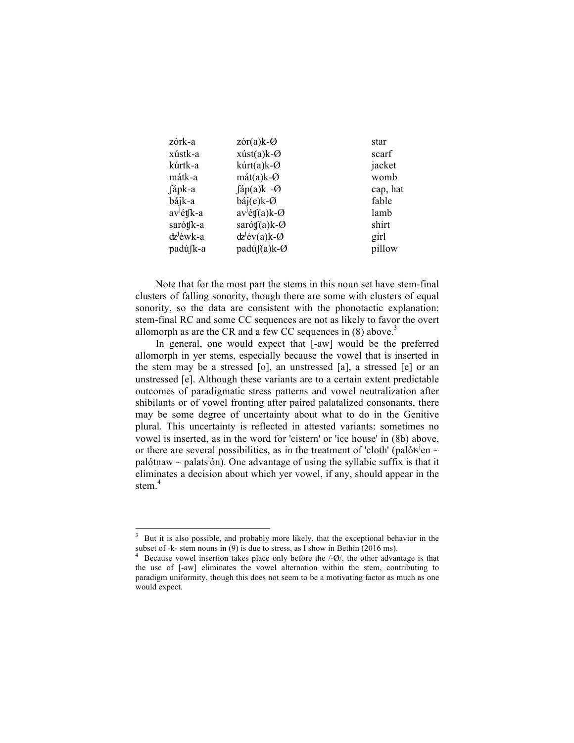| | | |
|---|---|---|
| zórk-a | zór(a)k-Ø | star |
| xústk-a | xúst(a)k-Ø | scarf |
| kúrtk-a | kúrt(a)k-Ø | jacket |
| mátk-a | mát(a)k-Ø | womb |
| ʃápk-a | ʃáp(a)k -Ø | cap, hat |
| bájk-a | báj(e)k-Ø | fable |
| avʲétʃk-a | avʲétʃ(a)k-Ø | lamb |
| sarótʃk-a | sarótʃ(a)k-Ø | shirt |
| dzʲéwk-a | dzʲév(a)k-Ø | girl |
| padúʃk-a | padúʃ(a)k-Ø | pillow |

Note that for the most part the stems in this noun set have stem-final clusters of falling sonority, though there are some with clusters of equal sonority, so the data are consistent with the phonotactic explanation: stem-final RC and some CC sequences are not as likely to favor the overt allomorph as are the CR and a few CC sequences in (8) above.[3]

In general, one would expect that [-aw] would be the preferred allomorph in yer stems, especially because the vowel that is inserted in the stem may be a stressed [o], an unstressed [a], a stressed [e] or an unstressed [e]. Although these variants are to a certain extent predictable outcomes of paradigmatic stress patterns and vowel neutralization after shibilants or of vowel fronting after paired palatalized consonants, there may be some degree of uncertainty about what to do in the Genitive plural. This uncertainty is reflected in attested variants: sometimes no vowel is inserted, as in the word for 'cistern' or 'ice house' in (8b) above, or there are several possibilities, as in the treatment of 'cloth' (palótsʲen ~ palótnaw ~ palatsʲón). One advantage of using the syllabic suffix is that it eliminates a decision about which yer vowel, if any, should appear in the stem.[4]

---

[3] But it is also possible, and probably more likely, that the exceptional behavior in the subset of -k- stem nouns in (9) is due to stress, as I show in Bethin (2016 ms).

[4] Because vowel insertion takes place only before the /-Ø/, the other advantage is that the use of [-aw] eliminates the vowel alternation within the stem, contributing to paradigm uniformity, though this does not seem to be a motivating factor as much as one would expect.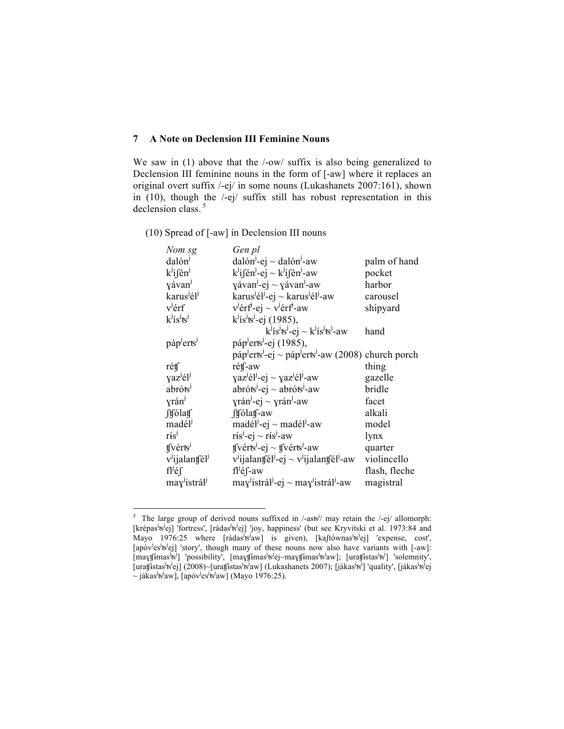## 7 A Note on Declension III Feminine Nouns

We saw in (1) above that the /-ow/ suffix is also being generalized to Declension III feminine nouns in the form of [-aw] where it replaces an original overt suffix /-ej/ in some nouns (Lukashanets 2007:161), shown in (10), though the /-ej/ suffix still has robust representation in this declension class.[5]

(10) Spread of [-aw] in Declension III nouns

| *Nom sg* | *Gen pl* | |
|---|---|---|
| dalónʲ | dalónʲ-ej ~ dalónʲ-aw | palm of hand |
| kʲiʃénʲ | kʲiʃénʲ-ej ~ kʲiʃénʲ-aw | pocket |
| ɣávanʲ | ɣávanʲ-ej ~ ɣávanʲ-aw | harbor |
| karusʲélʲ | karusʲélʲ-ej ~ karusʲélʲ-aw | carousel |
| vʲérf | vʲérfʲ-ej ~ vʲérfʲ-aw | shipyard |
| kʲísʲtsʲ | kʲísʲtsʲ-ej (1985), kʲísʲtsʲ-ej ~ kʲísʲtsʲ-aw | hand |
| pápʲertsʲ | pápʲertsʲ-ej (1985), pápʲertsʲ-ej ~ pápʲertsʲ-aw (2008) | church porch |
| réʧ | réʧ-aw | thing |
| ɣazʲélʲ | ɣazʲélʲ-ej ~ ɣazʲélʲ-aw | gazelle |
| abrótsʲ | abrótsʲ-ej ~ abrótsʲ-aw | bridle |
| ɣránʲ | ɣránʲ-ej ~ ɣránʲ-aw | facet |
| ʃʧólaʧ | ʃʧólaʧ-aw | alkali |
| madélʲ | madélʲ-ej ~ madélʲ-aw | model |
| rɨ́sʲ | rɨ́sʲ-ej ~ rɨ́sʲ-aw | lynx |
| ʧvértsʲ | ʧvértsʲ-ej ~ ʧvértsʲ-aw | quarter |
| vʲijalanʧélʲ | vʲijalanʧélʲ-ej ~ vʲijalanʧélʲ-aw | violincello |
| flʲéʃ | flʲéʃ-aw | flash, fleche |
| maɣʲistrálʲ | maɣʲistrálʲ-ej ~ maɣʲistrálʲ-aw | magistral |

[5] The large group of derived nouns suffixed in /-astsʲ/ may retain the /-ej/ allomorph: [krépasʲtsʲej] 'fortress', [rádasʲtsʲej] 'joy, happiness' (but see Kryvitski et al. 1973:84 and Mayo 1976:25 where [rádasʲtsʲaw] is given), [kaʃtównasʲtsʲej] 'expense, cost', [apóvʲesʲtsʲej] 'story', though many of these nouns now also have variants with [-aw]: [maɣʧɨmasʲtsʲ] 'possibility', [maɣʧɨmasʲtsʲej~maɣʧɨmasʲtsʲaw]; [uraʧɨstasʲtsʲ] 'solemnity', [uraʧɨstasʲtsʲej] (2008)~[uraʧɨstasʲtsʲaw] (Lukashanets 2007); [jákasʲtsʲ] 'quality', [jákasʲtsʲej ~ jákasʲtsʲaw], [apóvʲesʲtsʲaw] (Mayo 1976:25).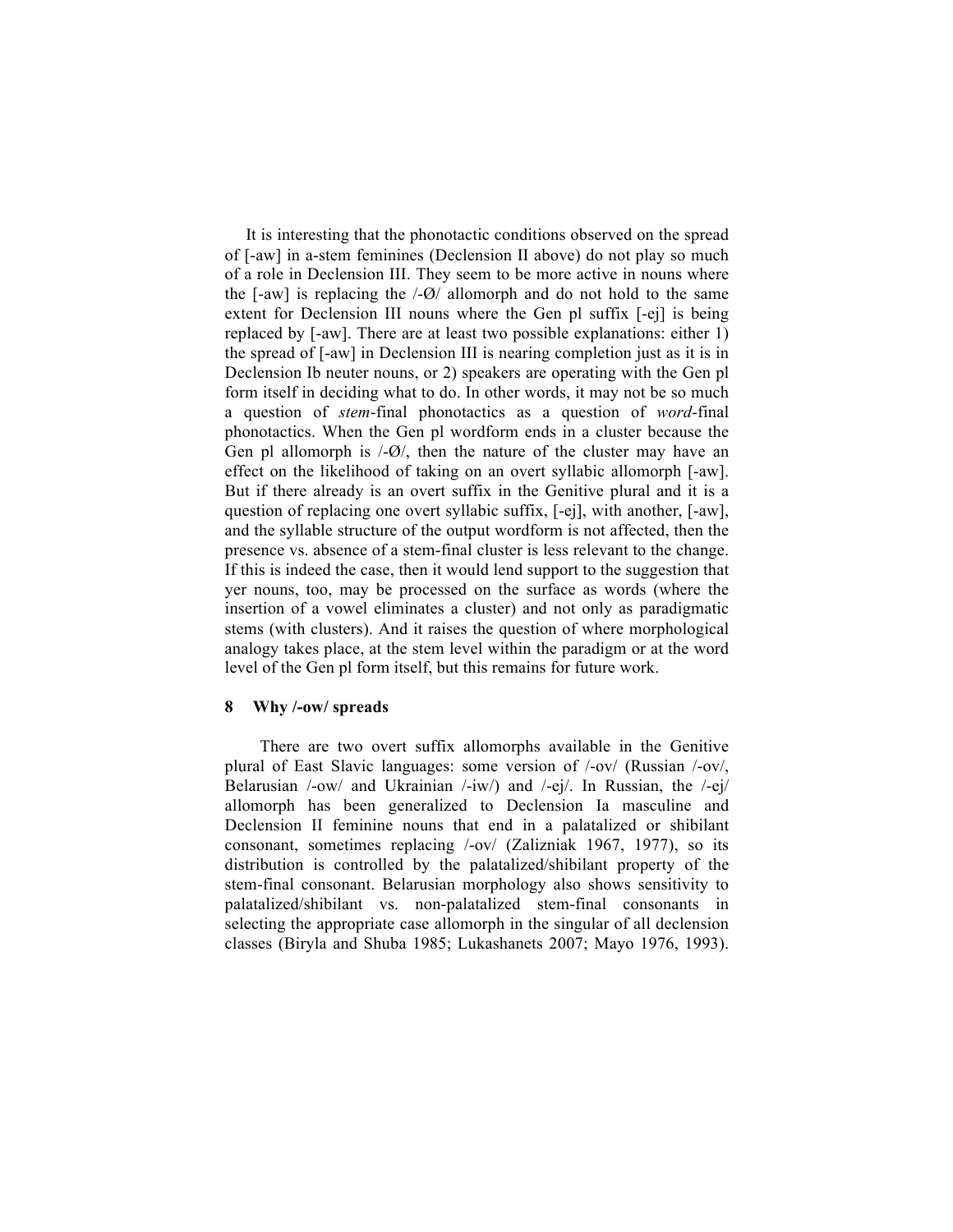It is interesting that the phonotactic conditions observed on the spread of [-aw] in a-stem feminines (Declension II above) do not play so much of a role in Declension III. They seem to be more active in nouns where the [-aw] is replacing the /-Ø/ allomorph and do not hold to the same extent for Declension III nouns where the Gen pl suffix [-ej] is being replaced by [-aw]. There are at least two possible explanations: either 1) the spread of [-aw] in Declension III is nearing completion just as it is in Declension Ib neuter nouns, or 2) speakers are operating with the Gen pl form itself in deciding what to do. In other words, it may not be so much a question of *stem*-final phonotactics as a question of *word*-final phonotactics. When the Gen pl wordform ends in a cluster because the Gen pl allomorph is /-Ø/, then the nature of the cluster may have an effect on the likelihood of taking on an overt syllabic allomorph [-aw]. But if there already is an overt suffix in the Genitive plural and it is a question of replacing one overt syllabic suffix, [-ej], with another, [-aw], and the syllable structure of the output wordform is not affected, then the presence vs. absence of a stem-final cluster is less relevant to the change. If this is indeed the case, then it would lend support to the suggestion that yer nouns, too, may be processed on the surface as words (where the insertion of a vowel eliminates a cluster) and not only as paradigmatic stems (with clusters). And it raises the question of where morphological analogy takes place, at the stem level within the paradigm or at the word level of the Gen pl form itself, but this remains for future work.

## 8 Why /-ow/ spreads

There are two overt suffix allomorphs available in the Genitive plural of East Slavic languages: some version of /-ov/ (Russian /-ov/, Belarusian /-ow/ and Ukrainian /-iw/) and /-ej/. In Russian, the /-ej/ allomorph has been generalized to Declension Ia masculine and Declension II feminine nouns that end in a palatalized or shibilant consonant, sometimes replacing /-ov/ (Zalizniak 1967, 1977), so its distribution is controlled by the palatalized/shibilant property of the stem-final consonant. Belarusian morphology also shows sensitivity to palatalized/shibilant vs. non-palatalized stem-final consonants in selecting the appropriate case allomorph in the singular of all declension classes (Biryla and Shuba 1985; Lukashanets 2007; Mayo 1976, 1993).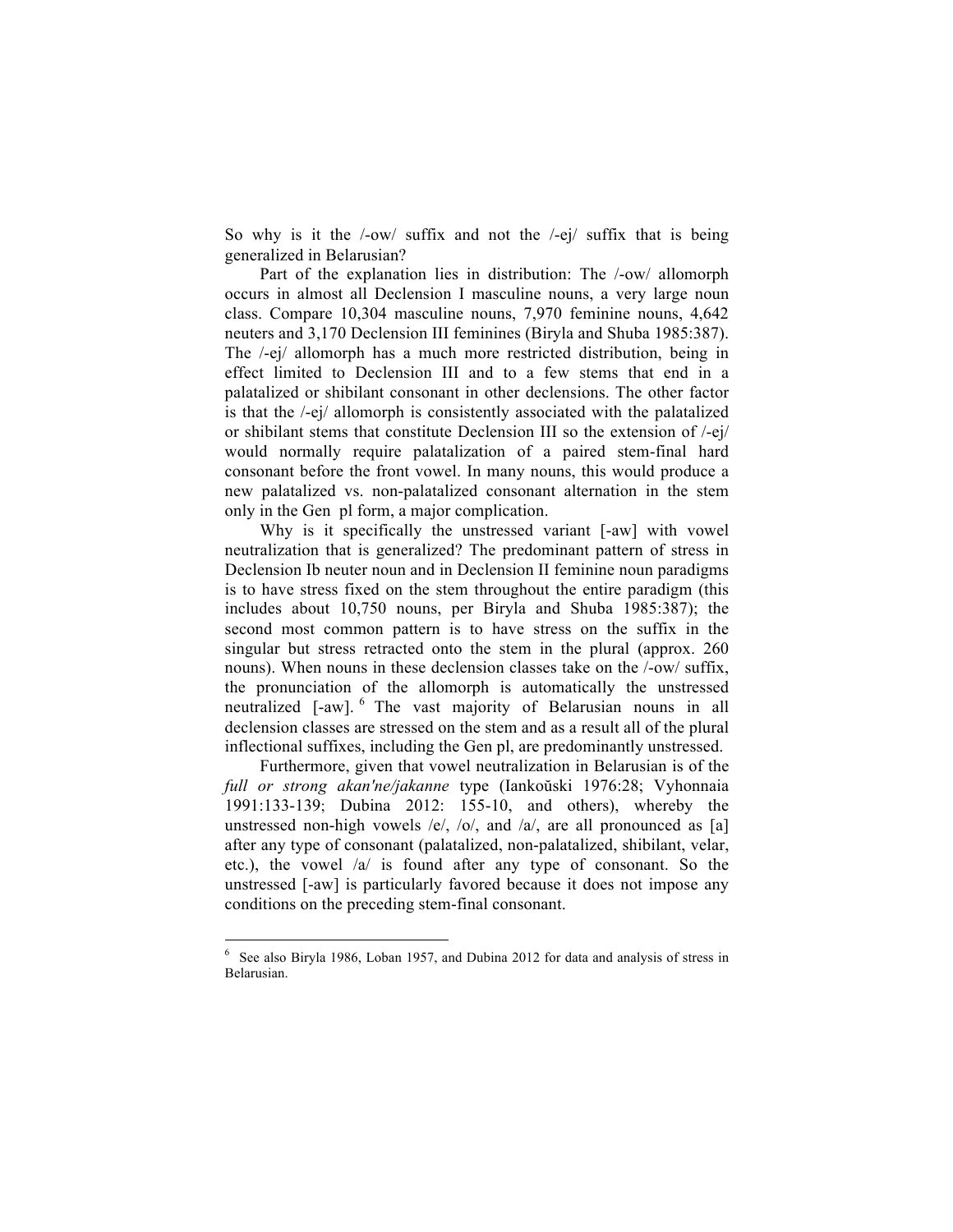So why is it the /-ow/ suffix and not the /-ej/ suffix that is being generalized in Belarusian?

Part of the explanation lies in distribution: The /-ow/ allomorph occurs in almost all Declension I masculine nouns, a very large noun class. Compare 10,304 masculine nouns, 7,970 feminine nouns, 4,642 neuters and 3,170 Declension III feminines (Biryla and Shuba 1985:387). The /-ej/ allomorph has a much more restricted distribution, being in effect limited to Declension III and to a few stems that end in a palatalized or shibilant consonant in other declensions. The other factor is that the /-ej/ allomorph is consistently associated with the palatalized or shibilant stems that constitute Declension III so the extension of /-ej/ would normally require palatalization of a paired stem-final hard consonant before the front vowel. In many nouns, this would produce a new palatalized vs. non-palatalized consonant alternation in the stem only in the Gen pl form, a major complication.

Why is it specifically the unstressed variant [-aw] with vowel neutralization that is generalized? The predominant pattern of stress in Declension Ib neuter noun and in Declension II feminine noun paradigms is to have stress fixed on the stem throughout the entire paradigm (this includes about 10,750 nouns, per Biryla and Shuba 1985:387); the second most common pattern is to have stress on the suffix in the singular but stress retracted onto the stem in the plural (approx. 260 nouns). When nouns in these declension classes take on the /-ow/ suffix, the pronunciation of the allomorph is automatically the unstressed neutralized [-aw]. [6] The vast majority of Belarusian nouns in all declension classes are stressed on the stem and as a result all of the plural inflectional suffixes, including the Gen pl, are predominantly unstressed.

Furthermore, given that vowel neutralization in Belarusian is of the *full or strong akan'ne/jakanne* type (Iankoŭski 1976:28; Vyhonnaia 1991:133-139; Dubina 2012: 155-10, and others), whereby the unstressed non-high vowels /e/, /o/, and /a/, are all pronounced as [a] after any type of consonant (palatalized, non-palatalized, shibilant, velar, etc.), the vowel /a/ is found after any type of consonant. So the unstressed [-aw] is particularly favored because it does not impose any conditions on the preceding stem-final consonant.

---

[6] See also Biryla 1986, Loban 1957, and Dubina 2012 for data and analysis of stress in Belarusian.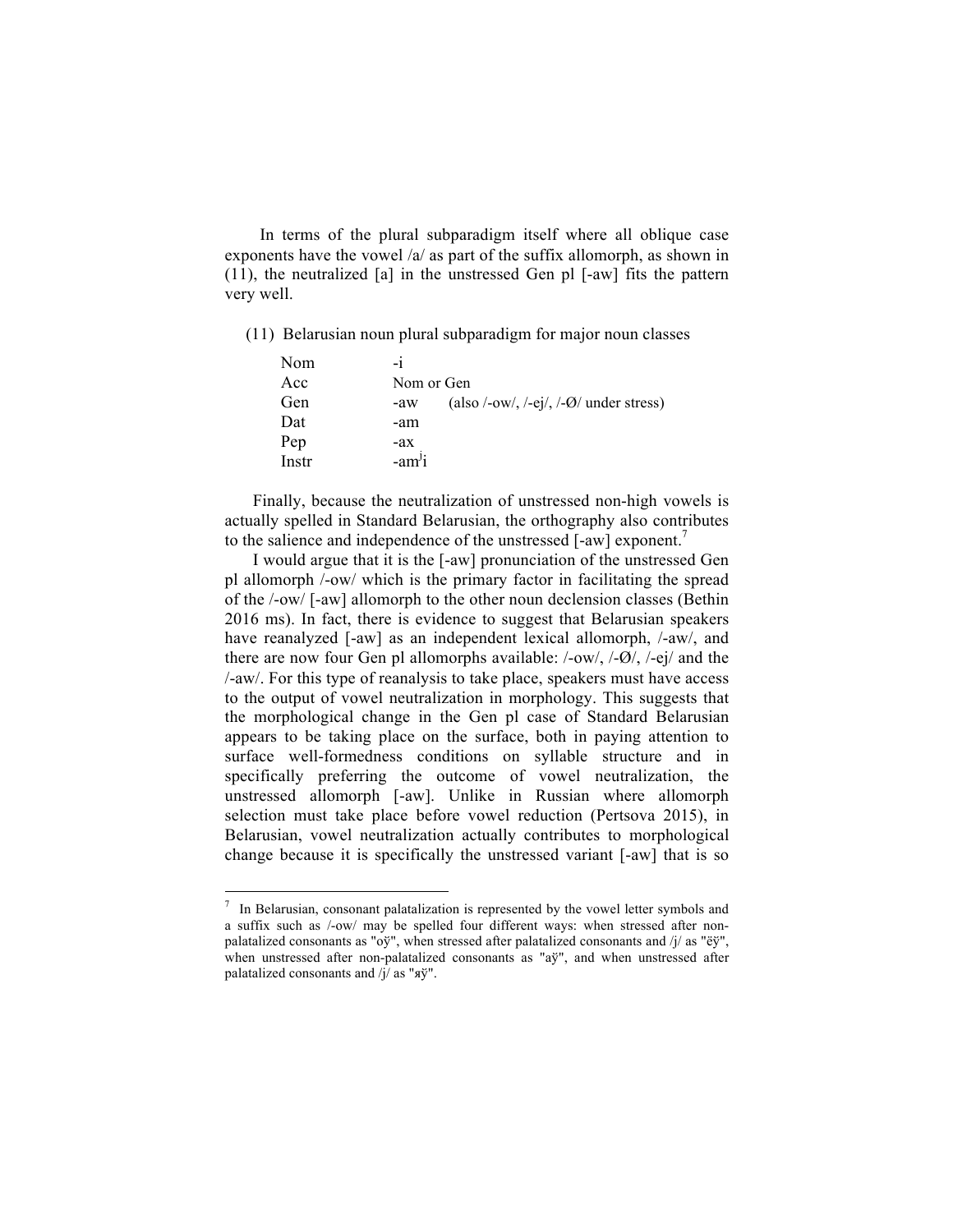In terms of the plural subparadigm itself where all oblique case exponents have the vowel /a/ as part of the suffix allomorph, as shown in (11), the neutralized [a] in the unstressed Gen pl [-aw] fits the pattern very well.

(11) Belarusian noun plural subparadigm for major noun classes

| | | |
|---|---|---|
| Nom | -i | |
| Acc | Nom or Gen | |
| Gen | -aw | (also /-ow/, /-ej/, /-Ø/ under stress) |
| Dat | -am | |
| Pep | -ax | |
| Instr | $\text{-am}^{j}\text{i}$ | |

Finally, because the neutralization of unstressed non-high vowels is actually spelled in Standard Belarusian, the orthography also contributes to the salience and independence of the unstressed [-aw] exponent.[7]

I would argue that it is the [-aw] pronunciation of the unstressed Gen pl allomorph /-ow/ which is the primary factor in facilitating the spread of the /-ow/ [-aw] allomorph to the other noun declension classes (Bethin 2016 ms). In fact, there is evidence to suggest that Belarusian speakers have reanalyzed [-aw] as an independent lexical allomorph, /-aw/, and there are now four Gen pl allomorphs available: /-ow/, /-Ø/, /-ej/ and the /-aw/. For this type of reanalysis to take place, speakers must have access to the output of vowel neutralization in morphology. This suggests that the morphological change in the Gen pl case of Standard Belarusian appears to be taking place on the surface, both in paying attention to surface well-formedness conditions on syllable structure and in specifically preferring the outcome of vowel neutralization, the unstressed allomorph [-aw]. Unlike in Russian where allomorph selection must take place before vowel reduction (Pertsova 2015), in Belarusian, vowel neutralization actually contributes to morphological change because it is specifically the unstressed variant [-aw] that is so

---

[7] In Belarusian, consonant palatalization is represented by the vowel letter symbols and a suffix such as /-ow/ may be spelled four different ways: when stressed after non-palatalized consonants as "оў", when stressed after palatalized consonants and /j/ as "ёў", when unstressed after non-palatalized consonants as "аў", and when unstressed after palatalized consonants and /j/ as "яў".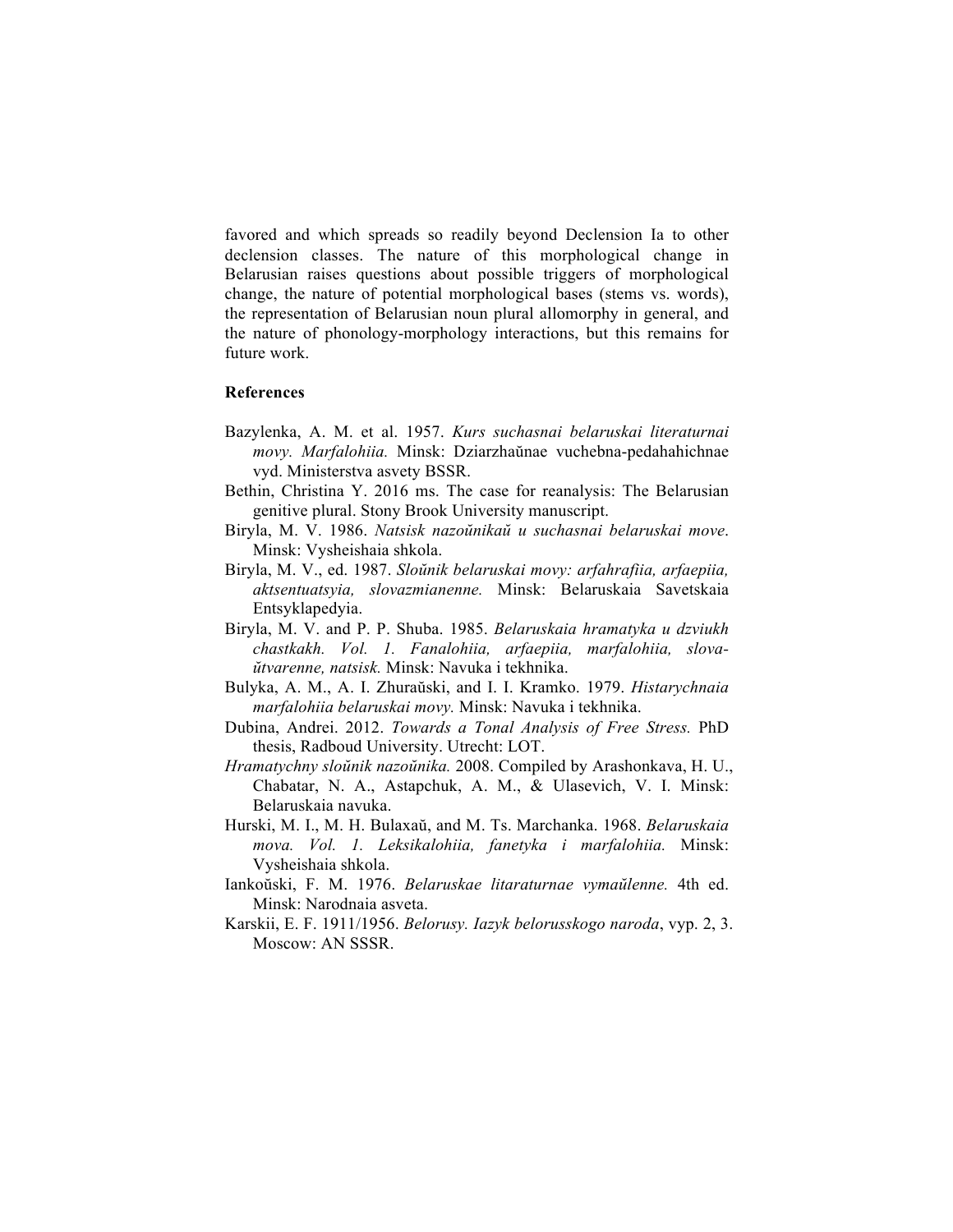favored and which spreads so readily beyond Declension Ia to other declension classes. The nature of this morphological change in Belarusian raises questions about possible triggers of morphological change, the nature of potential morphological bases (stems vs. words), the representation of Belarusian noun plural allomorphy in general, and the nature of phonology-morphology interactions, but this remains for future work.

**References**

Bazylenka, A. M. et al. 1957. *Kurs suchasnai belaruskai literaturnai movy. Marfalohiia.* Minsk: Dziarzhaŭnae vuchebna-pedahahichnae vyd. Ministerstva asvety BSSR.

Bethin, Christina Y. 2016 ms. The case for reanalysis: The Belarusian genitive plural. Stony Brook University manuscript.

Biryla, M. V. 1986. *Natsisk nazoŭnikaŭ u suchasnai belaruskai move*. Minsk: Vysheishaia shkola.

Biryla, M. V., ed. 1987. *Sloŭnik belaruskai movy: arfahrafiia, arfaepiia, aktsentuatsyia, slovazmianenne.* Minsk: Belaruskaia Savetskaia Entsyklapedyia.

Biryla, M. V. and P. P. Shuba. 1985. *Belaruskaia hramatyka u dzviukh chastkakh. Vol. 1. Fanalohiia, arfaepiia, marfalohiia, slova-ŭtvarenne, natsisk.* Minsk: Navuka i tekhnika.

Bulyka, A. M., A. I. Zhuraŭski, and I. I. Kramko. 1979. *Histarychnaia marfalohiia belaruskai movy.* Minsk: Navuka i tekhnika.

Dubina, Andrei. 2012. *Towards a Tonal Analysis of Free Stress.* PhD thesis, Radboud University. Utrecht: LOT.

*Hramatychny sloŭnik nazoŭnika.* 2008. Compiled by Arashonkava, H. U., Chabatar, N. A., Astapchuk, A. M., & Ulasevich, V. I. Minsk: Belaruskaia navuka.

Hurski, M. I., M. H. Bulaxaŭ, and M. Ts. Marchanka. 1968. *Belaruskaia mova. Vol. 1. Leksikalohiia, fanetyka i marfalohiia.* Minsk: Vysheishaia shkola.

Iankoŭski, F. M. 1976. *Belaruskae litaraturnae vymaŭlenne.* 4th ed. Minsk: Narodnaia asveta.

Karskii, E. F. 1911/1956. *Belorusy. Iazyk belorusskogo naroda*, vyp. 2, 3. Moscow: AN SSSR.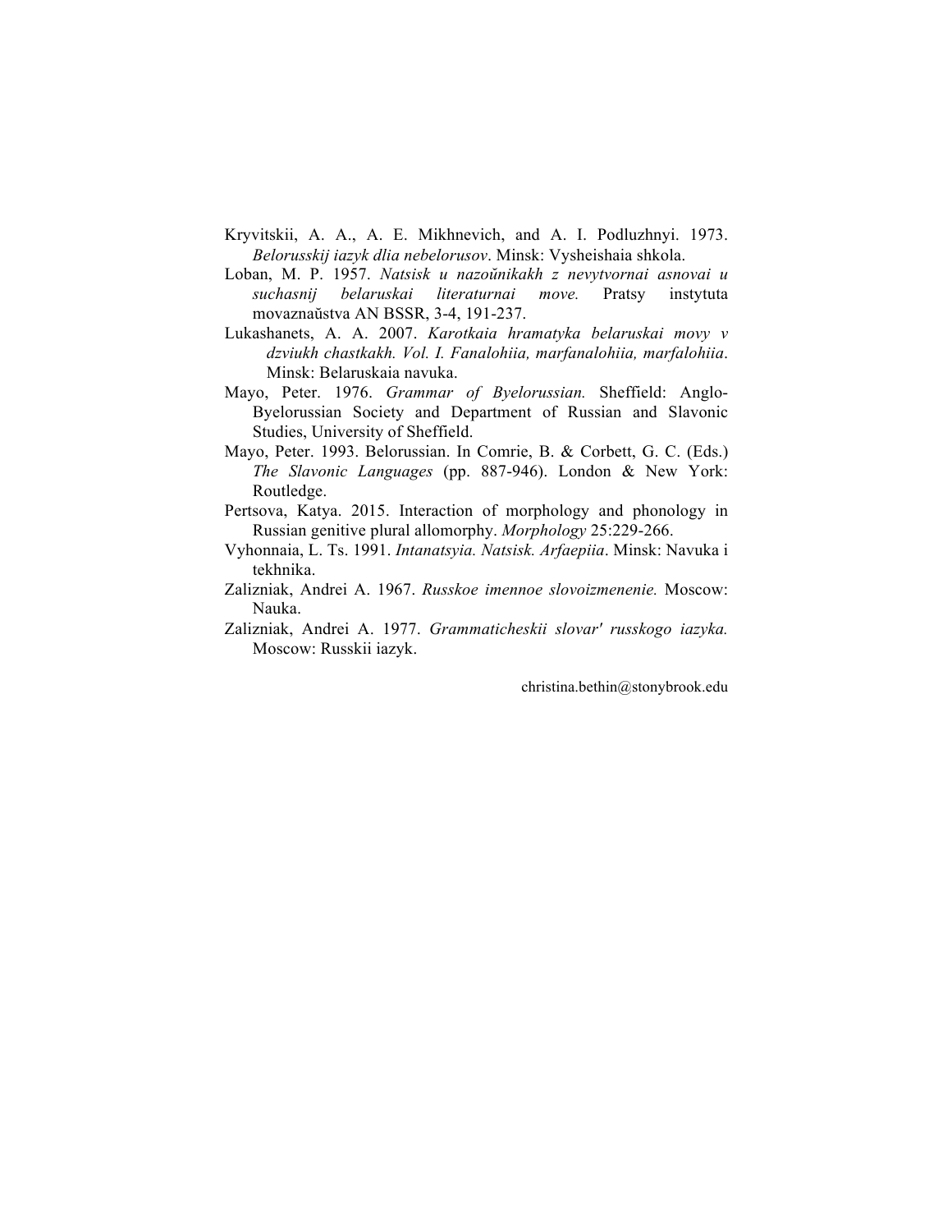Kryvitskii, A. A., A. E. Mikhnevich, and A. I. Podluzhnyi. 1973. *Belorusskij iazyk dlia nebelorusov*. Minsk: Vysheishaia shkola.

Loban, M. P. 1957. *Natsisk u nazoŭnikakh z nevytvornai asnovai u suchasnij belaruskai literaturnai move.* Pratsy instytuta movaznaŭstva AN BSSR, 3-4, 191-237.

Lukashanets, A. A. 2007. *Karotkaia hramatyka belaruskai movy v dzviukh chastkakh. Vol. I. Fanalohiia, marfanalohiia, marfalohiia*. Minsk: Belaruskaia navuka.

Mayo, Peter. 1976. *Grammar of Byelorussian.* Sheffield: Anglo-Byelorussian Society and Department of Russian and Slavonic Studies, University of Sheffield.

Mayo, Peter. 1993. Belorussian. In Comrie, B. & Corbett, G. C. (Eds.) *The Slavonic Languages* (pp. 887-946). London & New York: Routledge.

Pertsova, Katya. 2015. Interaction of morphology and phonology in Russian genitive plural allomorphy. *Morphology* 25:229-266.

Vyhonnaia, L. Ts. 1991. *Intanatsyia. Natsisk. Arfaepiia*. Minsk: Navuka i tekhnika.

Zalizniak, Andrei A. 1967. *Russkoe imennoe slovoizmenenie.* Moscow: Nauka.

Zalizniak, Andrei A. 1977. *Grammaticheskii slovar′ russkogo iazyka.* Moscow: Russkii iazyk.

christina.bethin@stonybrook.edu